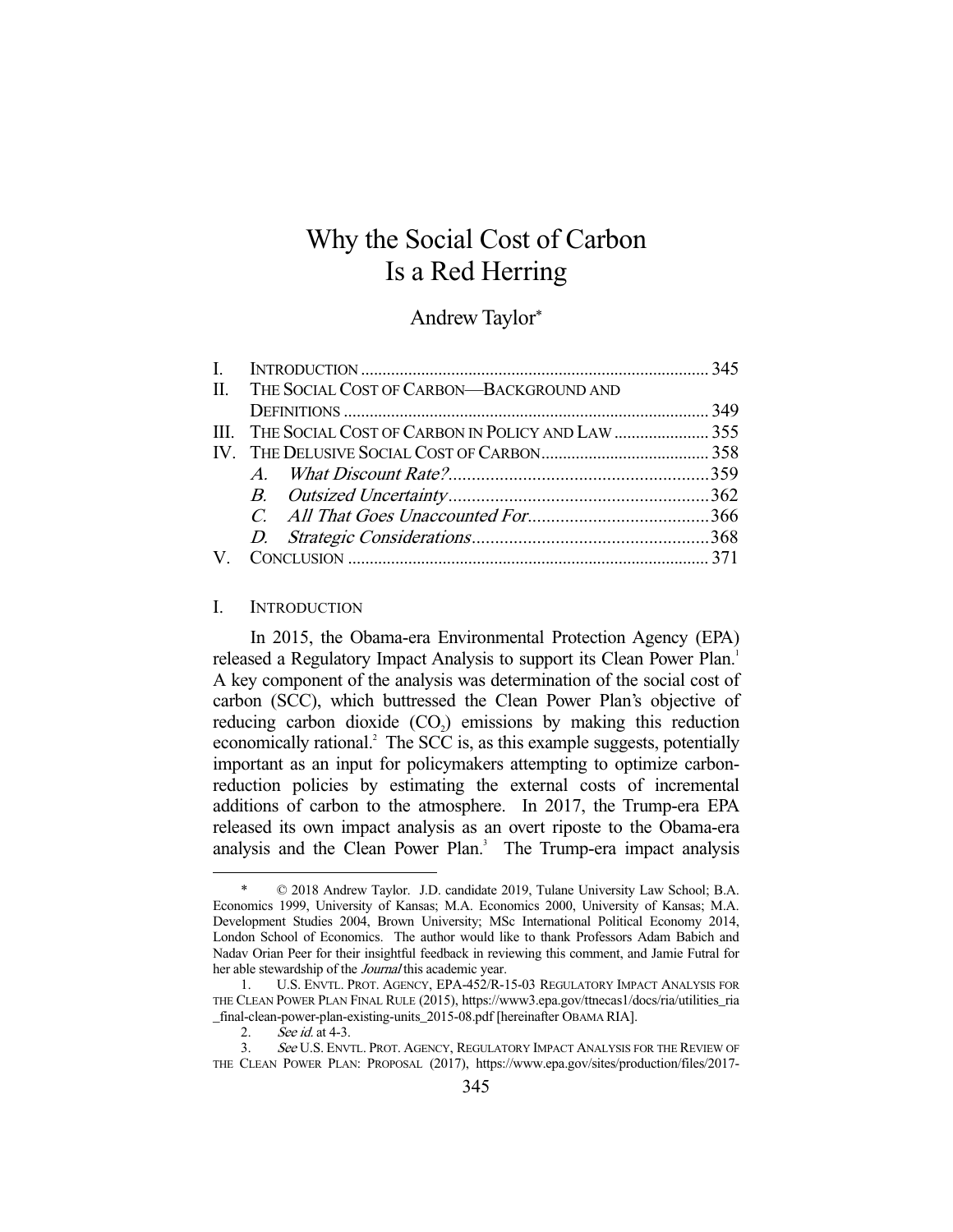# Why the Social Cost of Carbon Is a Red Herring

Andrew Taylor*

| | | |
|---|---|---|
| I. | INTRODUCTION | 345 |
| II. | THE SOCIAL COST OF CARBON—BACKGROUND AND DEFINITIONS | 349 |
| III. | THE SOCIAL COST OF CARBON IN POLICY AND LAW | 355 |
| IV. | THE DELUSIVE SOCIAL COST OF CARBON | 358 |
| | *A. What Discount Rate?* | 359 |
| | *B. Outsized Uncertainty* | 362 |
| | *C. All That Goes Unaccounted For* | 366 |
| | *D. Strategic Considerations* | 368 |
| V. | CONCLUSION | 371 |

## I. INTRODUCTION

In 2015, the Obama-era Environmental Protection Agency (EPA) released a Regulatory Impact Analysis to support its Clean Power Plan.[1] A key component of the analysis was determination of the social cost of carbon (SCC), which buttressed the Clean Power Plan's objective of reducing carbon dioxide ($CO_2$) emissions by making this reduction economically rational.[2] The SCC is, as this example suggests, potentially important as an input for policymakers attempting to optimize carbon-reduction policies by estimating the external costs of incremental additions of carbon to the atmosphere. In 2017, the Trump-era EPA released its own impact analysis as an overt riposte to the Obama-era analysis and the Clean Power Plan.[3] The Trump-era impact analysis

---

\* © 2018 Andrew Taylor. J.D. candidate 2019, Tulane University Law School; B.A. Economics 1999, University of Kansas; M.A. Economics 2000, University of Kansas; M.A. Development Studies 2004, Brown University; MSc International Political Economy 2014, London School of Economics. The author would like to thank Professors Adam Babich and Nadav Orian Peer for their insightful feedback in reviewing this comment, and Jamie Futral for her able stewardship of the *Journal* this academic year.

1. U.S. ENVTL. PROT. AGENCY, EPA-452/R-15-03 REGULATORY IMPACT ANALYSIS FOR THE CLEAN POWER PLAN FINAL RULE (2015), https://www3.epa.gov/ttnecas1/docs/ria/utilities_ria_final-clean-power-plan-existing-units_2015-08.pdf [hereinafter OBAMA RIA].

2. *See id.* at 4-3.

3. *See* U.S. ENVTL. PROT. AGENCY, REGULATORY IMPACT ANALYSIS FOR THE REVIEW OF THE CLEAN POWER PLAN: PROPOSAL (2017), https://www.epa.gov/sites/production/files/2017-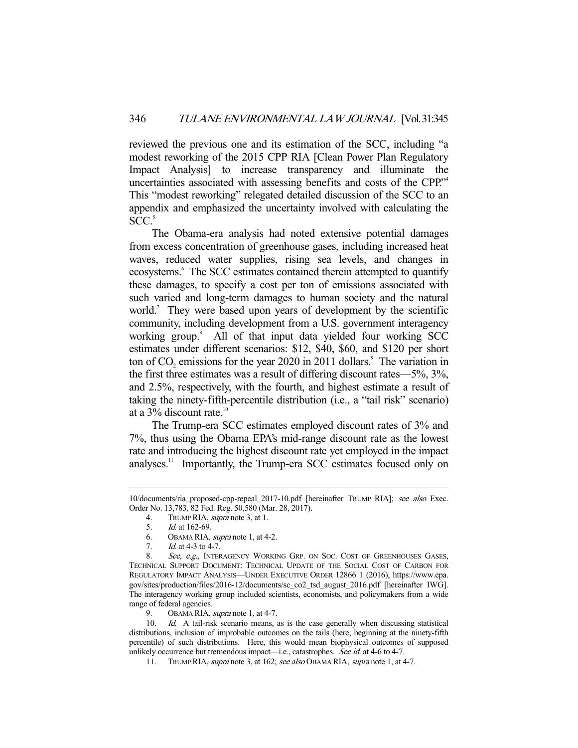reviewed the previous one and its estimation of the SCC, including "a modest reworking of the 2015 CPP RIA [Clean Power Plan Regulatory Impact Analysis] to increase transparency and illuminate the uncertainties associated with assessing benefits and costs of the CPP."[4] This "modest reworking" relegated detailed discussion of the SCC to an appendix and emphasized the uncertainty involved with calculating the SCC.[5]

The Obama-era analysis had noted extensive potential damages from excess concentration of greenhouse gases, including increased heat waves, reduced water supplies, rising sea levels, and changes in ecosystems.[6] The SCC estimates contained therein attempted to quantify these damages, to specify a cost per ton of emissions associated with such varied and long-term damages to human society and the natural world.[7] They were based upon years of development by the scientific community, including development from a U.S. government interagency working group.[8] All of that input data yielded four working SCC estimates under different scenarios: $12, $40, $60, and $120 per short ton of $CO_2$ emissions for the year 2020 in 2011 dollars.[9] The variation in the first three estimates was a result of differing discount rates—5%, 3%, and 2.5%, respectively, with the fourth, and highest estimate a result of taking the ninety-fifth-percentile distribution (i.e., a "tail risk" scenario) at a 3% discount rate.[10]

The Trump-era SCC estimates employed discount rates of 3% and 7%, thus using the Obama EPA's mid-range discount rate as the lowest rate and introducing the highest discount rate yet employed in the impact analyses.[11] Importantly, the Trump-era SCC estimates focused only on

---

10/documents/ria_proposed-cpp-repeal_2017-10.pdf [hereinafter TRUMP RIA]; *see also* Exec. Order No. 13,783, 82 Fed. Reg. 50,580 (Mar. 28, 2017).

4. TRUMP RIA, *supra* note 3, at 1.

5. *Id.* at 162-69.

6. OBAMA RIA, *supra* note 1, at 4-2.

7. *Id.* at 4-3 to 4-7.

8. *See, e.g.*, INTERAGENCY WORKING GRP. ON SOC. COST OF GREENHOUSES GASES, TECHNICAL SUPPORT DOCUMENT: TECHNICAL UPDATE OF THE SOCIAL COST OF CARBON FOR REGULATORY IMPACT ANALYSIS—UNDER EXECUTIVE ORDER 12866 1 (2016), https://www.epa.gov/sites/production/files/2016-12/documents/sc_co2_tsd_august_2016.pdf [hereinafter IWG]. The interagency working group included scientists, economists, and policymakers from a wide range of federal agencies.

9. OBAMA RIA, *supra* note 1, at 4-7.

10. *Id.* A tail-risk scenario means, as is the case generally when discussing statistical distributions, inclusion of improbable outcomes on the tails (here, beginning at the ninety-fifth percentile) of such distributions. Here, this would mean biophysical outcomes of supposed unlikely occurrence but tremendous impact—i.e., catastrophes. *See id.* at 4-6 to 4-7.

11. TRUMP RIA, *supra* note 3, at 162; *see also* OBAMA RIA, *supra* note 1, at 4-7.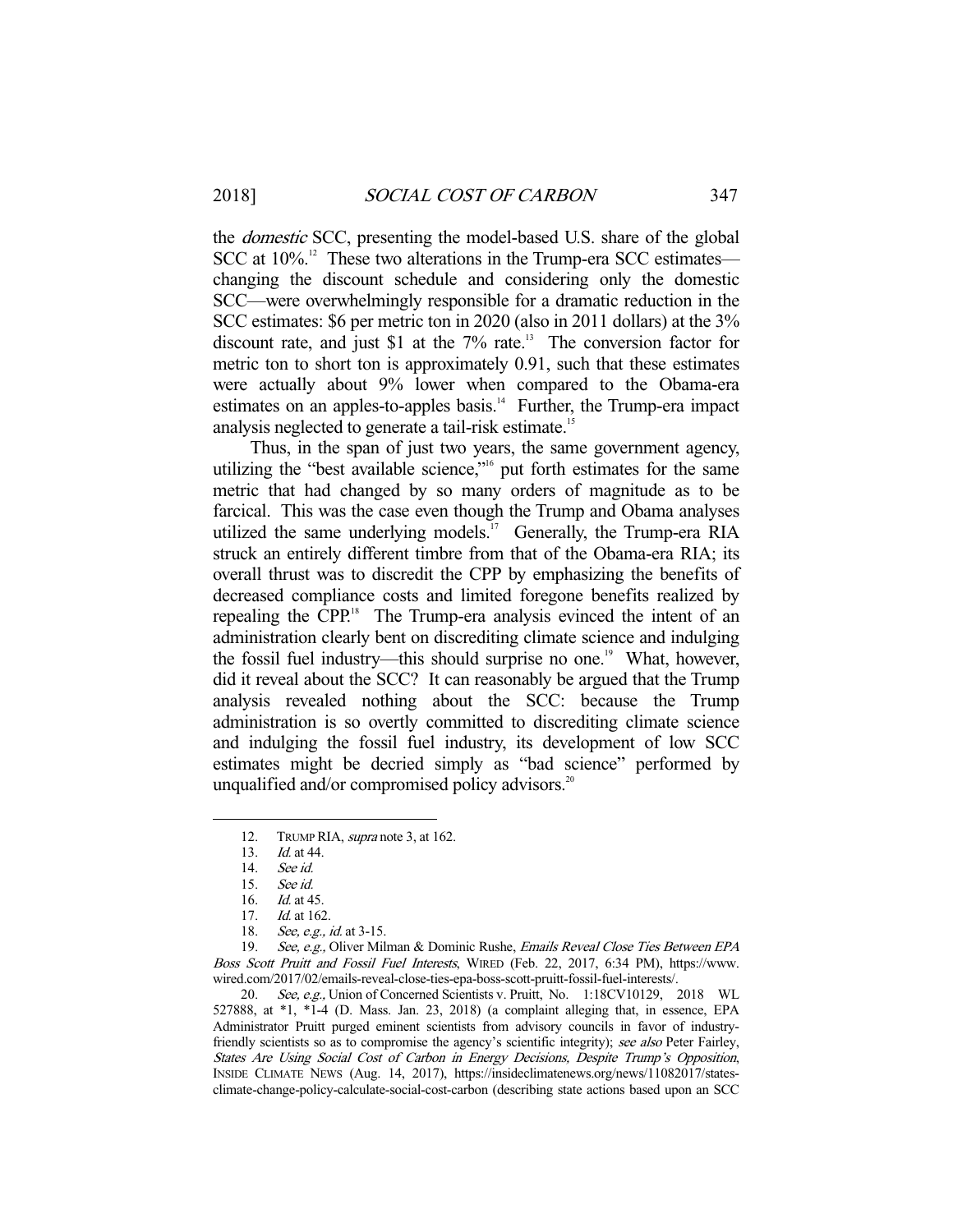the *domestic* SCC, presenting the model-based U.S. share of the global SCC at 10%.[12] These two alterations in the Trump-era SCC estimates—changing the discount schedule and considering only the domestic SCC—were overwhelmingly responsible for a dramatic reduction in the SCC estimates: $6 per metric ton in 2020 (also in 2011 dollars) at the 3% discount rate, and just $1 at the 7% rate.[13] The conversion factor for metric ton to short ton is approximately 0.91, such that these estimates were actually about 9% lower when compared to the Obama-era estimates on an apples-to-apples basis.[14] Further, the Trump-era impact analysis neglected to generate a tail-risk estimate.[15]

Thus, in the span of just two years, the same government agency, utilizing the "best available science,"[16] put forth estimates for the same metric that had changed by so many orders of magnitude as to be farcical. This was the case even though the Trump and Obama analyses utilized the same underlying models.[17] Generally, the Trump-era RIA struck an entirely different timbre from that of the Obama-era RIA; its overall thrust was to discredit the CPP by emphasizing the benefits of decreased compliance costs and limited foregone benefits realized by repealing the CPP.[18] The Trump-era analysis evinced the intent of an administration clearly bent on discrediting climate science and indulging the fossil fuel industry—this should surprise no one.[19] What, however, did it reveal about the SCC? It can reasonably be argued that the Trump analysis revealed nothing about the SCC: because the Trump administration is so overtly committed to discrediting climate science and indulging the fossil fuel industry, its development of low SCC estimates might be decried simply as "bad science" performed by unqualified and/or compromised policy advisors.[20]

---

12. TRUMP RIA, *supra* note 3, at 162.
13. *Id.* at 44.
14. *See id.*
15. *See id.*
16. *Id.* at 45.
17. *Id.* at 162.
18. *See, e.g., id.* at 3-15.
19. *See, e.g.,* Oliver Milman & Dominic Rushe, *Emails Reveal Close Ties Between EPA Boss Scott Pruitt and Fossil Fuel Interests*, WIRED (Feb. 22, 2017, 6:34 PM), https://www.wired.com/2017/02/emails-reveal-close-ties-epa-boss-scott-pruitt-fossil-fuel-interests/.
20. *See, e.g.,* Union of Concerned Scientists v. Pruitt, No. 1:18CV10129, 2018 WL 527888, at \*1, \*1-4 (D. Mass. Jan. 23, 2018) (a complaint alleging that, in essence, EPA Administrator Pruitt purged eminent scientists from advisory councils in favor of industry-friendly scientists so as to compromise the agency's scientific integrity); *see also* Peter Fairley, *States Are Using Social Cost of Carbon in Energy Decisions, Despite Trump's Opposition*, INSIDE CLIMATE NEWS (Aug. 14, 2017), https://insideclimatenews.org/news/11082017/states-climate-change-policy-calculate-social-cost-carbon (describing state actions based upon an SCC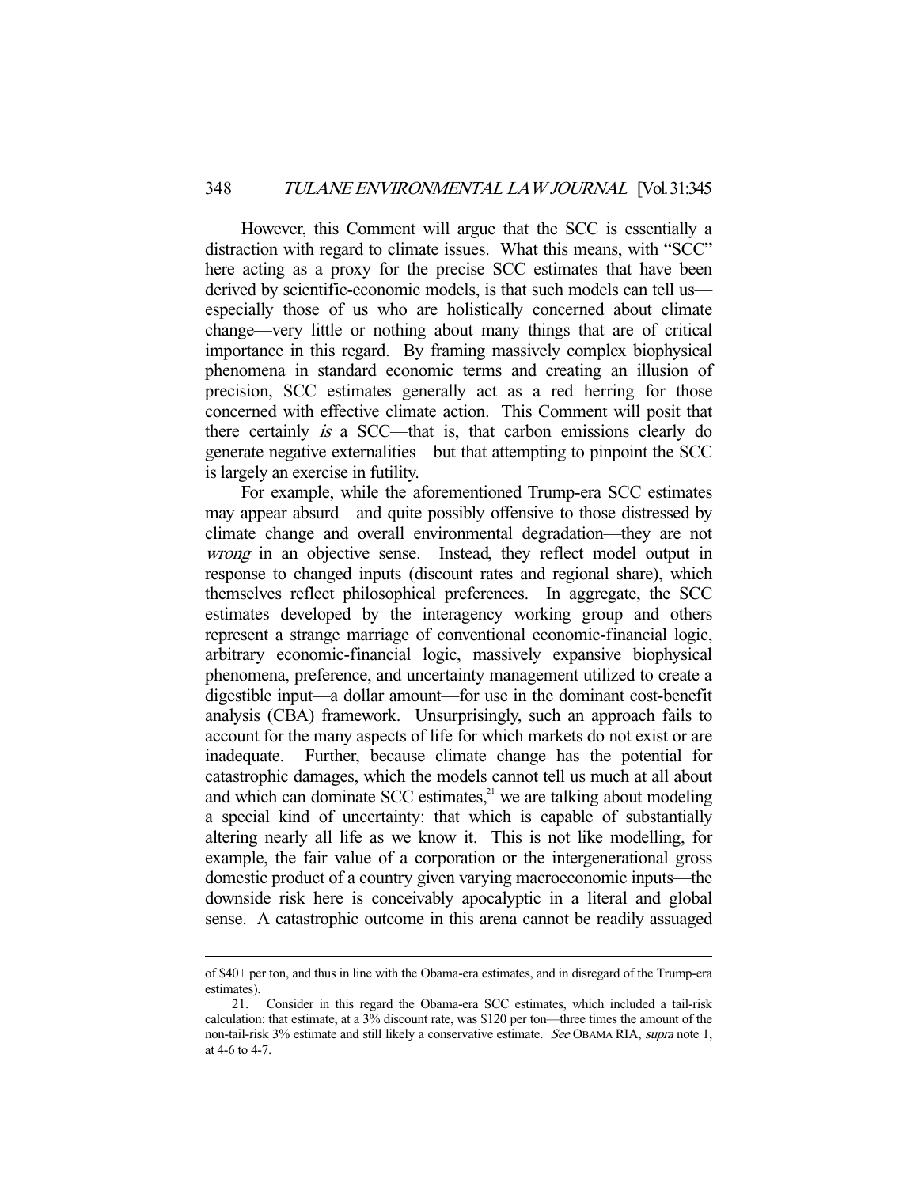However, this Comment will argue that the SCC is essentially a distraction with regard to climate issues. What this means, with "SCC" here acting as a proxy for the precise SCC estimates that have been derived by scientific-economic models, is that such models can tell us—especially those of us who are holistically concerned about climate change—very little or nothing about many things that are of critical importance in this regard. By framing massively complex biophysical phenomena in standard economic terms and creating an illusion of precision, SCC estimates generally act as a red herring for those concerned with effective climate action. This Comment will posit that there certainly *is* a SCC—that is, that carbon emissions clearly do generate negative externalities—but that attempting to pinpoint the SCC is largely an exercise in futility.

For example, while the aforementioned Trump-era SCC estimates may appear absurd—and quite possibly offensive to those distressed by climate change and overall environmental degradation—they are not *wrong* in an objective sense. Instead, they reflect model output in response to changed inputs (discount rates and regional share), which themselves reflect philosophical preferences. In aggregate, the SCC estimates developed by the interagency working group and others represent a strange marriage of conventional economic-financial logic, arbitrary economic-financial logic, massively expansive biophysical phenomena, preference, and uncertainty management utilized to create a digestible input—a dollar amount—for use in the dominant cost-benefit analysis (CBA) framework. Unsurprisingly, such an approach fails to account for the many aspects of life for which markets do not exist or are inadequate. Further, because climate change has the potential for catastrophic damages, which the models cannot tell us much at all about and which can dominate SCC estimates,[21] we are talking about modeling a special kind of uncertainty: that which is capable of substantially altering nearly all life as we know it. This is not like modelling, for example, the fair value of a corporation or the intergenerational gross domestic product of a country given varying macroeconomic inputs—the downside risk here is conceivably apocalyptic in a literal and global sense. A catastrophic outcome in this arena cannot be readily assuaged

---

of $40+ per ton, and thus in line with the Obama-era estimates, and in disregard of the Trump-era estimates).

21. Consider in this regard the Obama-era SCC estimates, which included a tail-risk calculation: that estimate, at a 3% discount rate, was $120 per ton—three times the amount of the non-tail-risk 3% estimate and still likely a conservative estimate. *See* OBAMA RIA, *supra* note 1, at 4-6 to 4-7.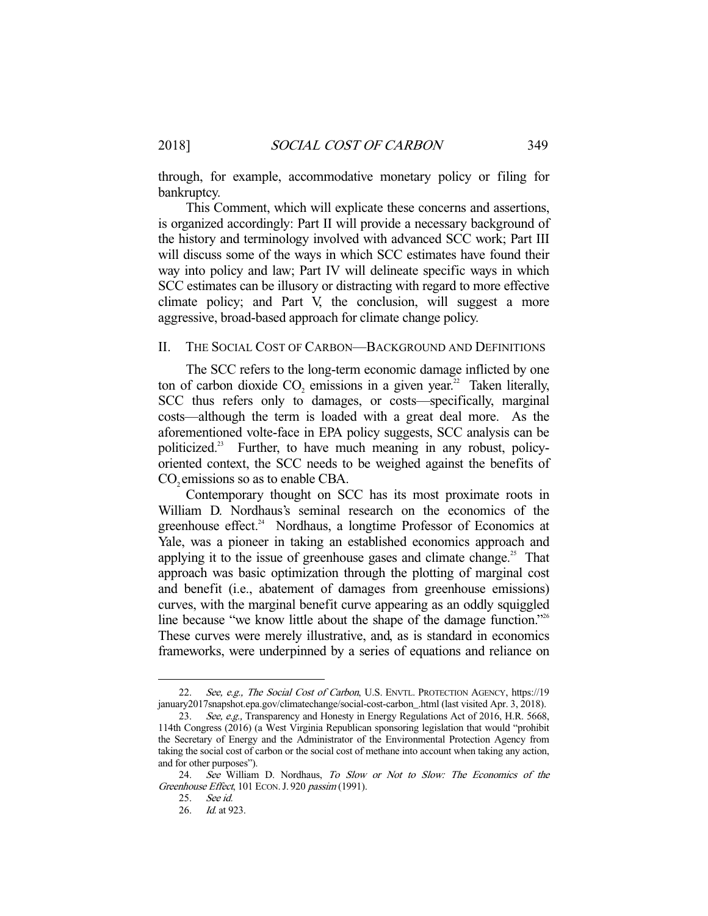through, for example, accommodative monetary policy or filing for bankruptcy.

This Comment, which will explicate these concerns and assertions, is organized accordingly: Part II will provide a necessary background of the history and terminology involved with advanced SCC work; Part III will discuss some of the ways in which SCC estimates have found their way into policy and law; Part IV will delineate specific ways in which SCC estimates can be illusory or distracting with regard to more effective climate policy; and Part V, the conclusion, will suggest a more aggressive, broad-based approach for climate change policy.

## II. THE SOCIAL COST OF CARBON—BACKGROUND AND DEFINITIONS

The SCC refers to the long-term economic damage inflicted by one ton of carbon dioxide $CO_2$ emissions in a given year.[22] Taken literally, SCC thus refers only to damages, or costs—specifically, marginal costs—although the term is loaded with a great deal more. As the aforementioned volte-face in EPA policy suggests, SCC analysis can be politicized.[23] Further, to have much meaning in any robust, policy-oriented context, the SCC needs to be weighed against the benefits of $CO_2$ emissions so as to enable CBA.

Contemporary thought on SCC has its most proximate roots in William D. Nordhaus's seminal research on the economics of the greenhouse effect.[24] Nordhaus, a longtime Professor of Economics at Yale, was a pioneer in taking an established economics approach and applying it to the issue of greenhouse gases and climate change.[25] That approach was basic optimization through the plotting of marginal cost and benefit (i.e., abatement of damages from greenhouse emissions) curves, with the marginal benefit curve appearing as an oddly squiggled line because "we know little about the shape of the damage function."[26] These curves were merely illustrative, and, as is standard in economics frameworks, were underpinned by a series of equations and reliance on

---

22. *See, e.g., The Social Cost of Carbon*, U.S. ENVTL. PROTECTION AGENCY, https://19january2017snapshot.epa.gov/climatechange/social-cost-carbon_.html (last visited Apr. 3, 2018).

23. *See, e.g.*, Transparency and Honesty in Energy Regulations Act of 2016, H.R. 5668, 114th Congress (2016) (a West Virginia Republican sponsoring legislation that would "prohibit the Secretary of Energy and the Administrator of the Environmental Protection Agency from taking the social cost of carbon or the social cost of methane into account when taking any action, and for other purposes").

24. *See* William D. Nordhaus, *To Slow or Not to Slow: The Economics of the Greenhouse Effect*, 101 ECON. J. 920 *passim* (1991).

25. *See id.*

26. *Id.* at 923.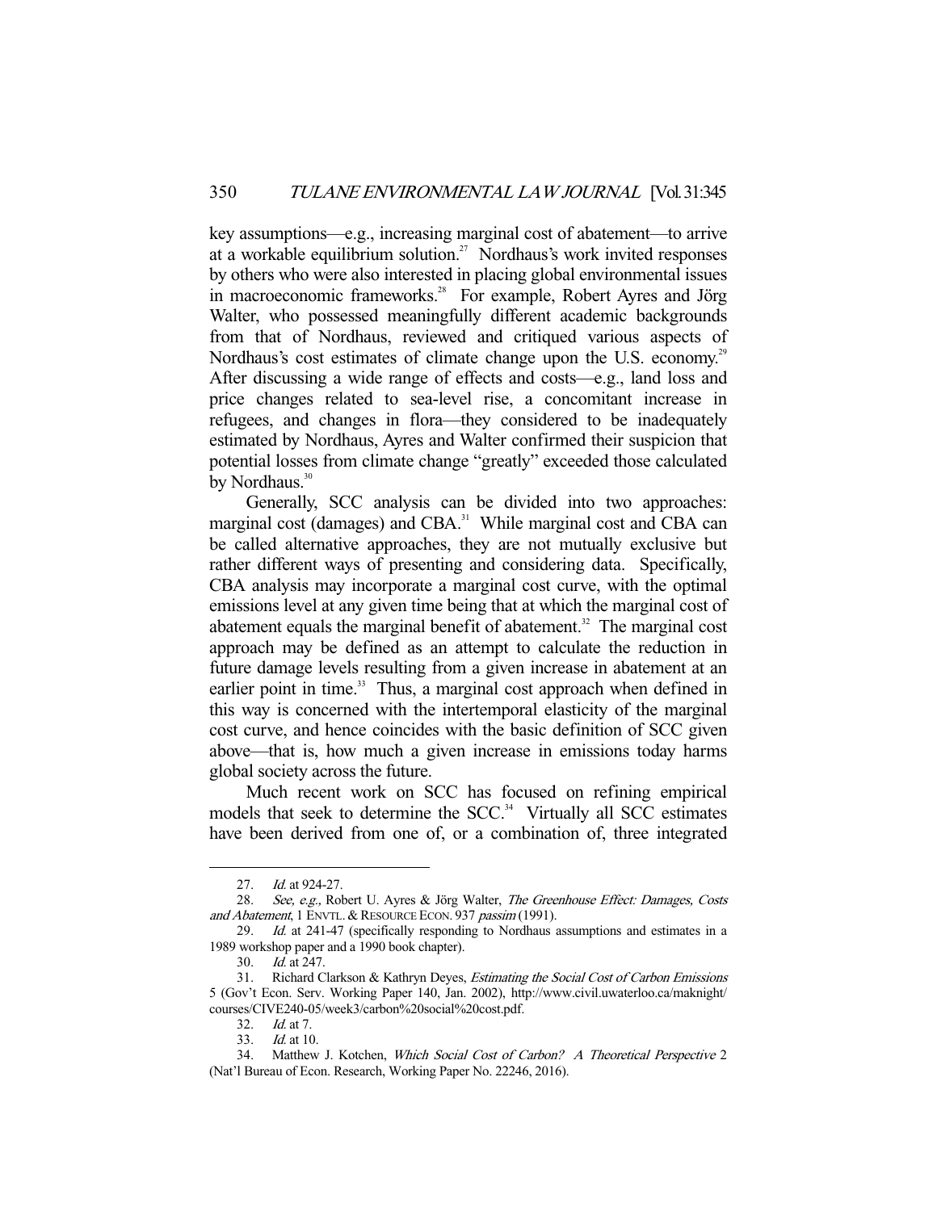key assumptions—e.g., increasing marginal cost of abatement—to arrive at a workable equilibrium solution.[27] Nordhaus's work invited responses by others who were also interested in placing global environmental issues in macroeconomic frameworks.[28] For example, Robert Ayres and Jörg Walter, who possessed meaningfully different academic backgrounds from that of Nordhaus, reviewed and critiqued various aspects of Nordhaus's cost estimates of climate change upon the U.S. economy.[29] After discussing a wide range of effects and costs—e.g., land loss and price changes related to sea-level rise, a concomitant increase in refugees, and changes in flora—they considered to be inadequately estimated by Nordhaus, Ayres and Walter confirmed their suspicion that potential losses from climate change "greatly" exceeded those calculated by Nordhaus.[30]

Generally, SCC analysis can be divided into two approaches: marginal cost (damages) and CBA.[31] While marginal cost and CBA can be called alternative approaches, they are not mutually exclusive but rather different ways of presenting and considering data. Specifically, CBA analysis may incorporate a marginal cost curve, with the optimal emissions level at any given time being that at which the marginal cost of abatement equals the marginal benefit of abatement.[32] The marginal cost approach may be defined as an attempt to calculate the reduction in future damage levels resulting from a given increase in abatement at an earlier point in time.[33] Thus, a marginal cost approach when defined in this way is concerned with the intertemporal elasticity of the marginal cost curve, and hence coincides with the basic definition of SCC given above—that is, how much a given increase in emissions today harms global society across the future.

Much recent work on SCC has focused on refining empirical models that seek to determine the SCC.[34] Virtually all SCC estimates have been derived from one of, or a combination of, three integrated

---

27. *Id.* at 924-27.

28. *See, e.g.,* Robert U. Ayres & Jörg Walter, *The Greenhouse Effect: Damages, Costs and Abatement*, 1 ENVTL. & RESOURCE ECON. 937 *passim* (1991).

29. *Id.* at 241-47 (specifically responding to Nordhaus assumptions and estimates in a 1989 workshop paper and a 1990 book chapter).

30. *Id.* at 247.

31. Richard Clarkson & Kathryn Deyes, *Estimating the Social Cost of Carbon Emissions* 5 (Gov't Econ. Serv. Working Paper 140, Jan. 2002), http://www.civil.uwaterloo.ca/maknight/courses/CIVE240-05/week3/carbon%20social%20cost.pdf.

32. *Id.* at 7.

33. *Id.* at 10.

34. Matthew J. Kotchen, *Which Social Cost of Carbon? A Theoretical Perspective* 2 (Nat'l Bureau of Econ. Research, Working Paper No. 22246, 2016).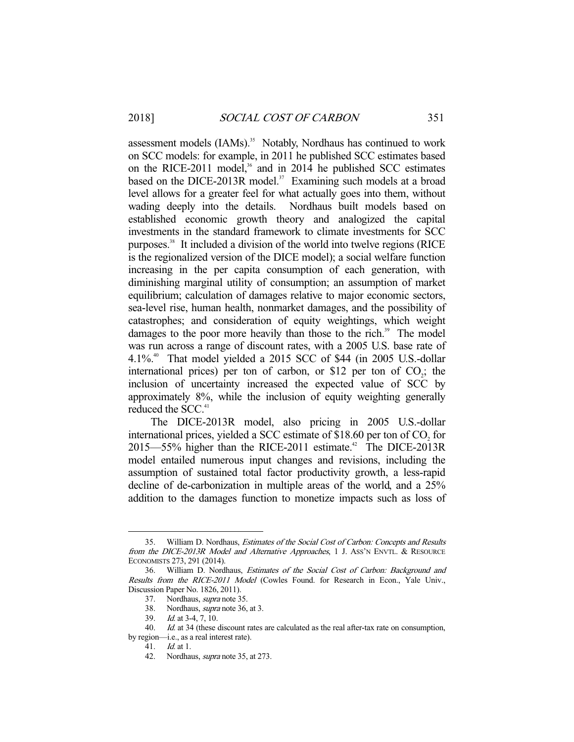assessment models (IAMs).[35] Notably, Nordhaus has continued to work on SCC models: for example, in 2011 he published SCC estimates based on the RICE-2011 model,[36] and in 2014 he published SCC estimates based on the DICE-2013R model.[37] Examining such models at a broad level allows for a greater feel for what actually goes into them, without wading deeply into the details. Nordhaus built models based on established economic growth theory and analogized the capital investments in the standard framework to climate investments for SCC purposes.[38] It included a division of the world into twelve regions (RICE is the regionalized version of the DICE model); a social welfare function increasing in the per capita consumption of each generation, with diminishing marginal utility of consumption; an assumption of market equilibrium; calculation of damages relative to major economic sectors, sea-level rise, human health, nonmarket damages, and the possibility of catastrophes; and consideration of equity weightings, which weight damages to the poor more heavily than those to the rich.[39] The model was run across a range of discount rates, with a 2005 U.S. base rate of 4.1%.[40] That model yielded a 2015 SCC of $44 (in 2005 U.S.-dollar international prices) per ton of carbon, or $12 per ton of $CO_2$; the inclusion of uncertainty increased the expected value of SCC by approximately 8%, while the inclusion of equity weighting generally reduced the SCC.[41]

The DICE-2013R model, also pricing in 2005 U.S.-dollar international prices, yielded a SCC estimate of $18.60 per ton of $CO_2$ for 2015—55% higher than the RICE-2011 estimate.[42] The DICE-2013R model entailed numerous input changes and revisions, including the assumption of sustained total factor productivity growth, a less-rapid decline of de-carbonization in multiple areas of the world, and a 25% addition to the damages function to monetize impacts such as loss of

---

35. William D. Nordhaus, *Estimates of the Social Cost of Carbon: Concepts and Results from the DICE-2013R Model and Alternative Approaches*, 1 J. ASS'N ENVTL. & RESOURCE ECONOMISTS 273, 291 (2014).

36. William D. Nordhaus, *Estimates of the Social Cost of Carbon: Background and Results from the RICE-2011 Model* (Cowles Found. for Research in Econ., Yale Univ., Discussion Paper No. 1826, 2011).

37. Nordhaus, *supra* note 35.

38. Nordhaus, *supra* note 36, at 3.

39. *Id.* at 3-4, 7, 10.

40. *Id.* at 34 (these discount rates are calculated as the real after-tax rate on consumption, by region—i.e., as a real interest rate).

41. *Id.* at 1.

42. Nordhaus, *supra* note 35, at 273.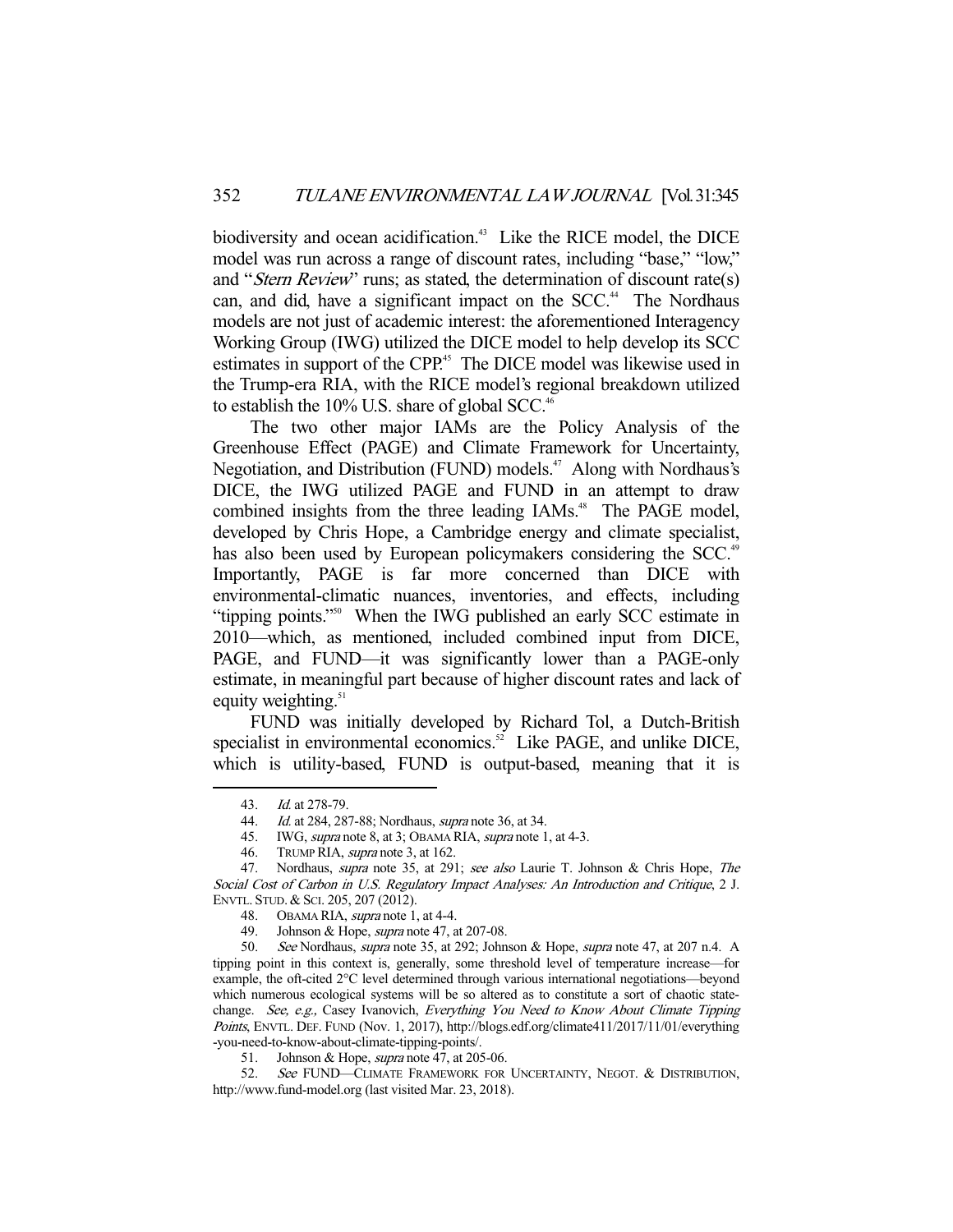biodiversity and ocean acidification.[43] Like the RICE model, the DICE model was run across a range of discount rates, including "base," "low," and "*Stern Review*" runs; as stated, the determination of discount rate(s) can, and did, have a significant impact on the SCC.[44] The Nordhaus models are not just of academic interest: the aforementioned Interagency Working Group (IWG) utilized the DICE model to help develop its SCC estimates in support of the CPP.[45] The DICE model was likewise used in the Trump-era RIA, with the RICE model's regional breakdown utilized to establish the 10% U.S. share of global SCC.[46]

The two other major IAMs are the Policy Analysis of the Greenhouse Effect (PAGE) and Climate Framework for Uncertainty, Negotiation, and Distribution (FUND) models.[47] Along with Nordhaus's DICE, the IWG utilized PAGE and FUND in an attempt to draw combined insights from the three leading IAMs.[48] The PAGE model, developed by Chris Hope, a Cambridge energy and climate specialist, has also been used by European policymakers considering the SCC.[49] Importantly, PAGE is far more concerned than DICE with environmental-climatic nuances, inventories, and effects, including "tipping points."[50] When the IWG published an early SCC estimate in 2010—which, as mentioned, included combined input from DICE, PAGE, and FUND—it was significantly lower than a PAGE-only estimate, in meaningful part because of higher discount rates and lack of equity weighting.[51]

FUND was initially developed by Richard Tol, a Dutch-British specialist in environmental economics.[52] Like PAGE, and unlike DICE, which is utility-based, FUND is output-based, meaning that it is

---

43. *Id.* at 278-79.

44. *Id.* at 284, 287-88; Nordhaus, *supra* note 36, at 34.

45. IWG, *supra* note 8, at 3; OBAMA RIA, *supra* note 1, at 4-3.

46. TRUMP RIA, *supra* note 3, at 162.

47. Nordhaus, *supra* note 35, at 291; *see also* Laurie T. Johnson & Chris Hope, *The Social Cost of Carbon in U.S. Regulatory Impact Analyses: An Introduction and Critique*, 2 J. ENVTL. STUD. & SCI. 205, 207 (2012).

48. OBAMA RIA, *supra* note 1, at 4-4.

49. Johnson & Hope, *supra* note 47, at 207-08.

50. *See* Nordhaus, *supra* note 35, at 292; Johnson & Hope, *supra* note 47, at 207 n.4. A tipping point in this context is, generally, some threshold level of temperature increase—for example, the oft-cited 2°C level determined through various international negotiations—beyond which numerous ecological systems will be so altered as to constitute a sort of chaotic state-change. *See, e.g.,* Casey Ivanovich, *Everything You Need to Know About Climate Tipping Points*, ENVTL. DEF. FUND (Nov. 1, 2017), http://blogs.edf.org/climate411/2017/11/01/everything-you-need-to-know-about-climate-tipping-points/.

51. Johnson & Hope, *supra* note 47, at 205-06.

52. *See* FUND—CLIMATE FRAMEWORK FOR UNCERTAINTY, NEGOT. & DISTRIBUTION, http://www.fund-model.org (last visited Mar. 23, 2018).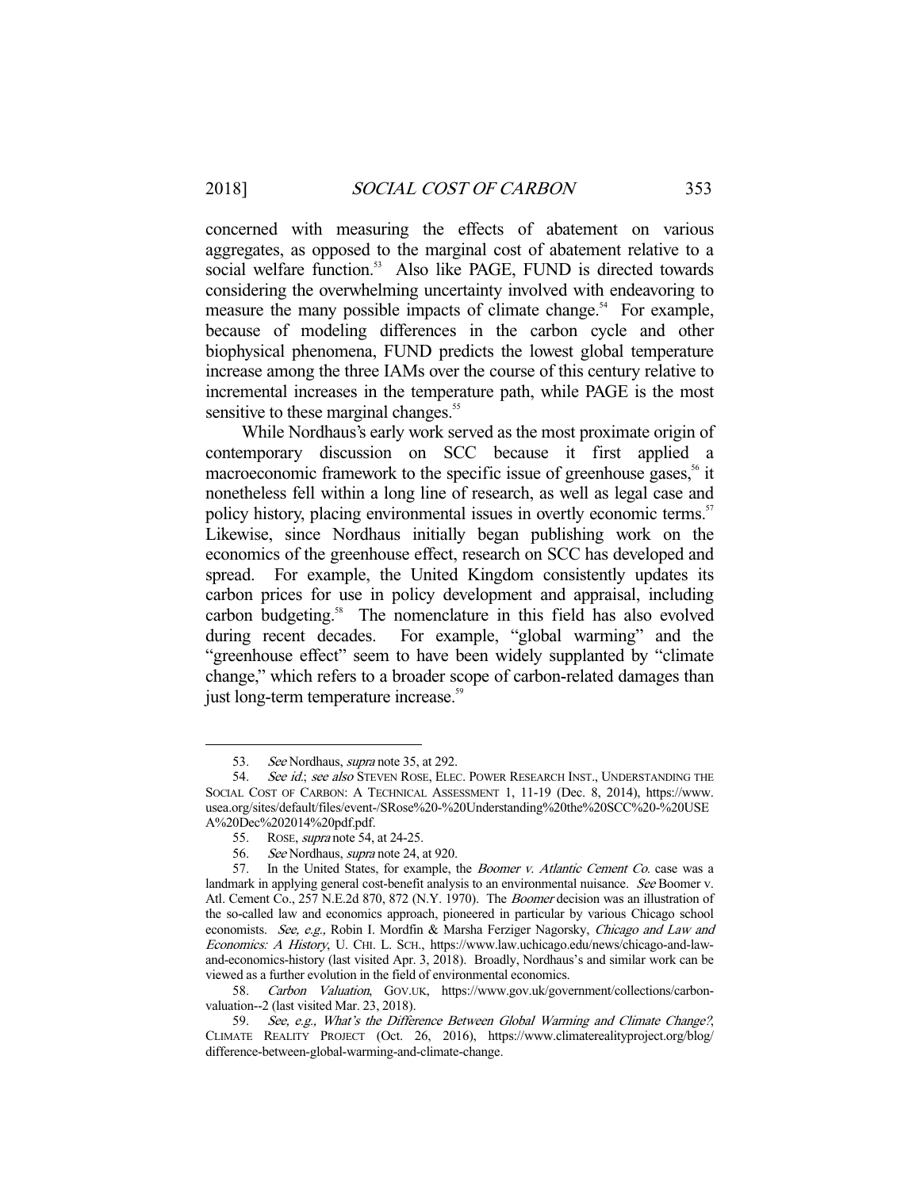concerned with measuring the effects of abatement on various aggregates, as opposed to the marginal cost of abatement relative to a social welfare function.[53] Also like PAGE, FUND is directed towards considering the overwhelming uncertainty involved with endeavoring to measure the many possible impacts of climate change.[54] For example, because of modeling differences in the carbon cycle and other biophysical phenomena, FUND predicts the lowest global temperature increase among the three IAMs over the course of this century relative to incremental increases in the temperature path, while PAGE is the most sensitive to these marginal changes.[55]

While Nordhaus's early work served as the most proximate origin of contemporary discussion on SCC because it first applied a macroeconomic framework to the specific issue of greenhouse gases,[56] it nonetheless fell within a long line of research, as well as legal case and policy history, placing environmental issues in overtly economic terms.[57] Likewise, since Nordhaus initially began publishing work on the economics of the greenhouse effect, research on SCC has developed and spread. For example, the United Kingdom consistently updates its carbon prices for use in policy development and appraisal, including carbon budgeting.[58] The nomenclature in this field has also evolved during recent decades. For example, "global warming" and the "greenhouse effect" seem to have been widely supplanted by "climate change," which refers to a broader scope of carbon-related damages than just long-term temperature increase.[59]

---

53. *See* Nordhaus, *supra* note 35, at 292.

54. *See id.*; *see also* STEVEN ROSE, ELEC. POWER RESEARCH INST., UNDERSTANDING THE SOCIAL COST OF CARBON: A TECHNICAL ASSESSMENT 1, 11-19 (Dec. 8, 2014), https://www.usea.org/sites/default/files/event-/SRose%20-%20Understanding%20the%20SCC%20-%20USEA%20Dec%202014%20pdf.pdf.

55. ROSE, *supra* note 54, at 24-25.

56. *See* Nordhaus, *supra* note 24, at 920.

57. In the United States, for example, the *Boomer v. Atlantic Cement Co.* case was a landmark in applying general cost-benefit analysis to an environmental nuisance. *See* Boomer v. Atl. Cement Co., 257 N.E.2d 870, 872 (N.Y. 1970). The *Boomer* decision was an illustration of the so-called law and economics approach, pioneered in particular by various Chicago school economists. *See, e.g.,* Robin I. Mordfin & Marsha Ferziger Nagorsky, *Chicago and Law and Economics: A History*, U. CHI. L. SCH., https://www.law.uchicago.edu/news/chicago-and-law-and-economics-history (last visited Apr. 3, 2018). Broadly, Nordhaus's and similar work can be viewed as a further evolution in the field of environmental economics.

58. *Carbon Valuation*, GOV.UK, https://www.gov.uk/government/collections/carbon-valuation--2 (last visited Mar. 23, 2018).

59. *See, e.g., What's the Difference Between Global Warming and Climate Change?*, CLIMATE REALITY PROJECT (Oct. 26, 2016), https://www.climaterealityproject.org/blog/difference-between-global-warming-and-climate-change.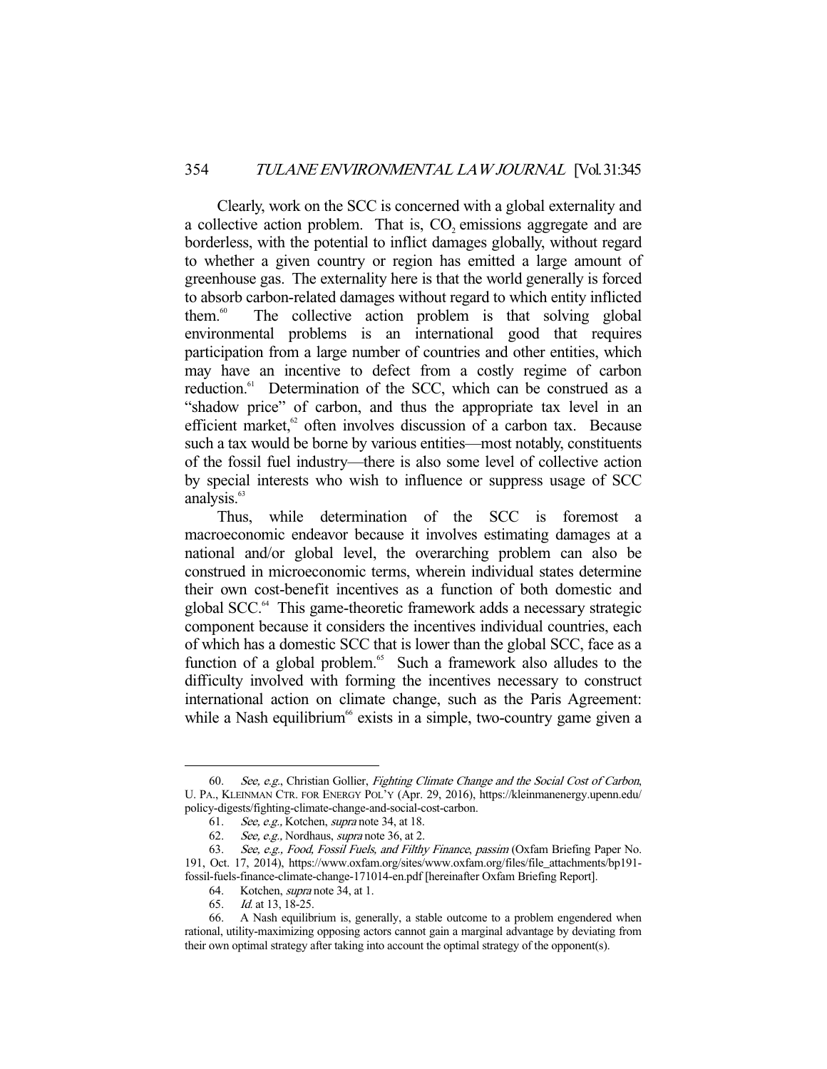Clearly, work on the SCC is concerned with a global externality and a collective action problem. That is, $CO_2$ emissions aggregate and are borderless, with the potential to inflict damages globally, without regard to whether a given country or region has emitted a large amount of greenhouse gas. The externality here is that the world generally is forced to absorb carbon-related damages without regard to which entity inflicted them.[60] The collective action problem is that solving global environmental problems is an international good that requires participation from a large number of countries and other entities, which may have an incentive to defect from a costly regime of carbon reduction.[61] Determination of the SCC, which can be construed as a "shadow price" of carbon, and thus the appropriate tax level in an efficient market,[62] often involves discussion of a carbon tax. Because such a tax would be borne by various entities—most notably, constituents of the fossil fuel industry—there is also some level of collective action by special interests who wish to influence or suppress usage of SCC analysis.[63]

Thus, while determination of the SCC is foremost a macroeconomic endeavor because it involves estimating damages at a national and/or global level, the overarching problem can also be construed in microeconomic terms, wherein individual states determine their own cost-benefit incentives as a function of both domestic and global SCC.[64] This game-theoretic framework adds a necessary strategic component because it considers the incentives individual countries, each of which has a domestic SCC that is lower than the global SCC, face as a function of a global problem.[65] Such a framework also alludes to the difficulty involved with forming the incentives necessary to construct international action on climate change, such as the Paris Agreement: while a Nash equilibrium[66] exists in a simple, two-country game given a

---

60. *See, e.g.*, Christian Gollier, *Fighting Climate Change and the Social Cost of Carbon*, U. PA., KLEINMAN CTR. FOR ENERGY POL'Y (Apr. 29, 2016), https://kleinmanenergy.upenn.edu/policy-digests/fighting-climate-change-and-social-cost-carbon.

61. *See, e.g.,* Kotchen, *supra* note 34, at 18.

62. *See, e.g.,* Nordhaus, *supra* note 36, at 2.

63. *See, e.g., Food, Fossil Fuels, and Filthy Finance*, *passim* (Oxfam Briefing Paper No. 191, Oct. 17, 2014), https://www.oxfam.org/sites/www.oxfam.org/files/file_attachments/bp191-fossil-fuels-finance-climate-change-171014-en.pdf [hereinafter Oxfam Briefing Report].

64. Kotchen, *supra* note 34, at 1.

65. *Id.* at 13, 18-25.

66. A Nash equilibrium is, generally, a stable outcome to a problem engendered when rational, utility-maximizing opposing actors cannot gain a marginal advantage by deviating from their own optimal strategy after taking into account the optimal strategy of the opponent(s).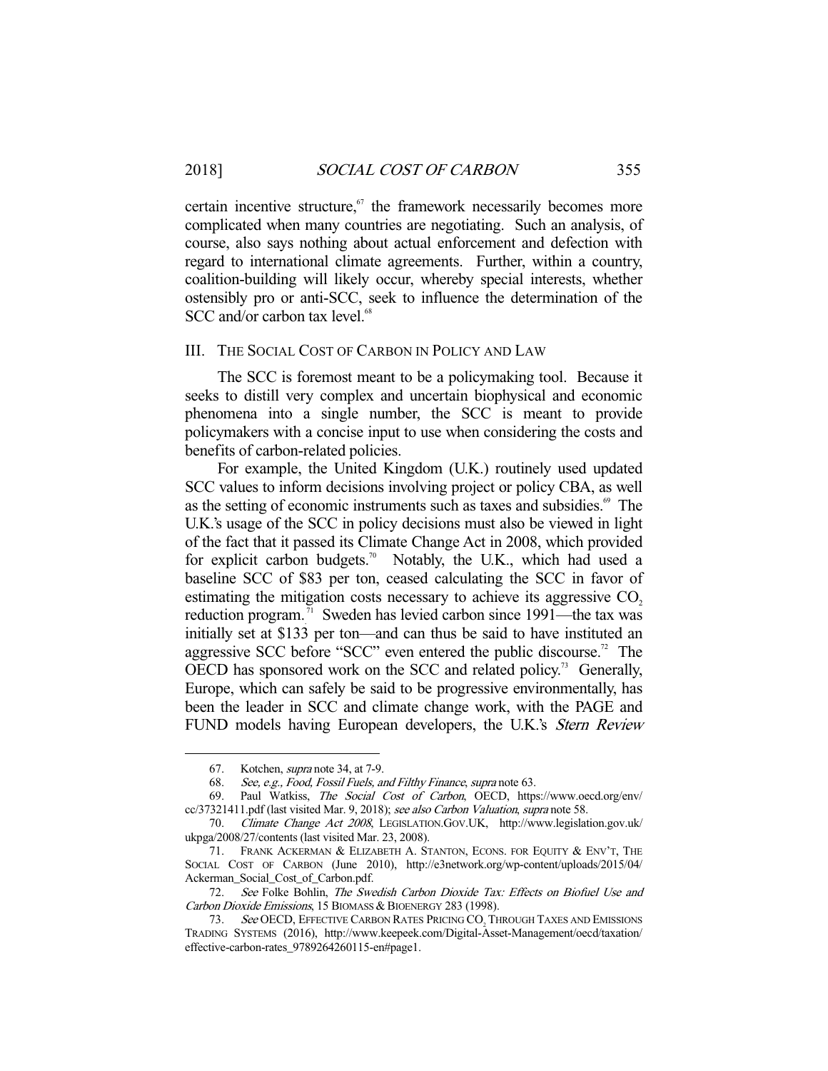certain incentive structure,[67] the framework necessarily becomes more complicated when many countries are negotiating. Such an analysis, of course, also says nothing about actual enforcement and defection with regard to international climate agreements. Further, within a country, coalition-building will likely occur, whereby special interests, whether ostensibly pro or anti-SCC, seek to influence the determination of the SCC and/or carbon tax level.[68]

## III. THE SOCIAL COST OF CARBON IN POLICY AND LAW

The SCC is foremost meant to be a policymaking tool. Because it seeks to distill very complex and uncertain biophysical and economic phenomena into a single number, the SCC is meant to provide policymakers with a concise input to use when considering the costs and benefits of carbon-related policies.

For example, the United Kingdom (U.K.) routinely used updated SCC values to inform decisions involving project or policy CBA, as well as the setting of economic instruments such as taxes and subsidies.[69] The U.K.'s usage of the SCC in policy decisions must also be viewed in light of the fact that it passed its Climate Change Act in 2008, which provided for explicit carbon budgets.[70] Notably, the U.K., which had used a baseline SCC of $83 per ton, ceased calculating the SCC in favor of estimating the mitigation costs necessary to achieve its aggressive $CO_2$ reduction program.[71] Sweden has levied carbon since 1991—the tax was initially set at $133 per ton—and can thus be said to have instituted an aggressive SCC before "SCC" even entered the public discourse.[72] The OECD has sponsored work on the SCC and related policy.[73] Generally, Europe, which can safely be said to be progressive environmentally, has been the leader in SCC and climate change work, with the PAGE and FUND models having European developers, the U.K.'s *Stern Review*

---

67. Kotchen, *supra* note 34, at 7-9.

68. *See, e.g., Food, Fossil Fuels, and Filthy Finance*, *supra* note 63.

69. Paul Watkiss, *The Social Cost of Carbon*, OECD, https://www.oecd.org/env/cc/37321411.pdf (last visited Mar. 9, 2018); *see also Carbon Valuation*, *supra* note 58.

70. *Climate Change Act 2008*, LEGISLATION.GOV.UK, http://www.legislation.gov.uk/ukpga/2008/27/contents (last visited Mar. 23, 2008).

71. FRANK ACKERMAN & ELIZABETH A. STANTON, ECONS. FOR EQUITY & ENV'T, THE SOCIAL COST OF CARBON (June 2010), http://e3network.org/wp-content/uploads/2015/04/Ackerman_Social_Cost_of_Carbon.pdf.

72. *See* Folke Bohlin, *The Swedish Carbon Dioxide Tax: Effects on Biofuel Use and Carbon Dioxide Emissions*, 15 BIOMASS & BIOENERGY 283 (1998).

73. *See* OECD, EFFECTIVE CARBON RATES PRICING $CO_2$ THROUGH TAXES AND EMISSIONS TRADING SYSTEMS (2016), http://www.keepeek.com/Digital-Asset-Management/oecd/taxation/effective-carbon-rates_9789264260115-en#page1.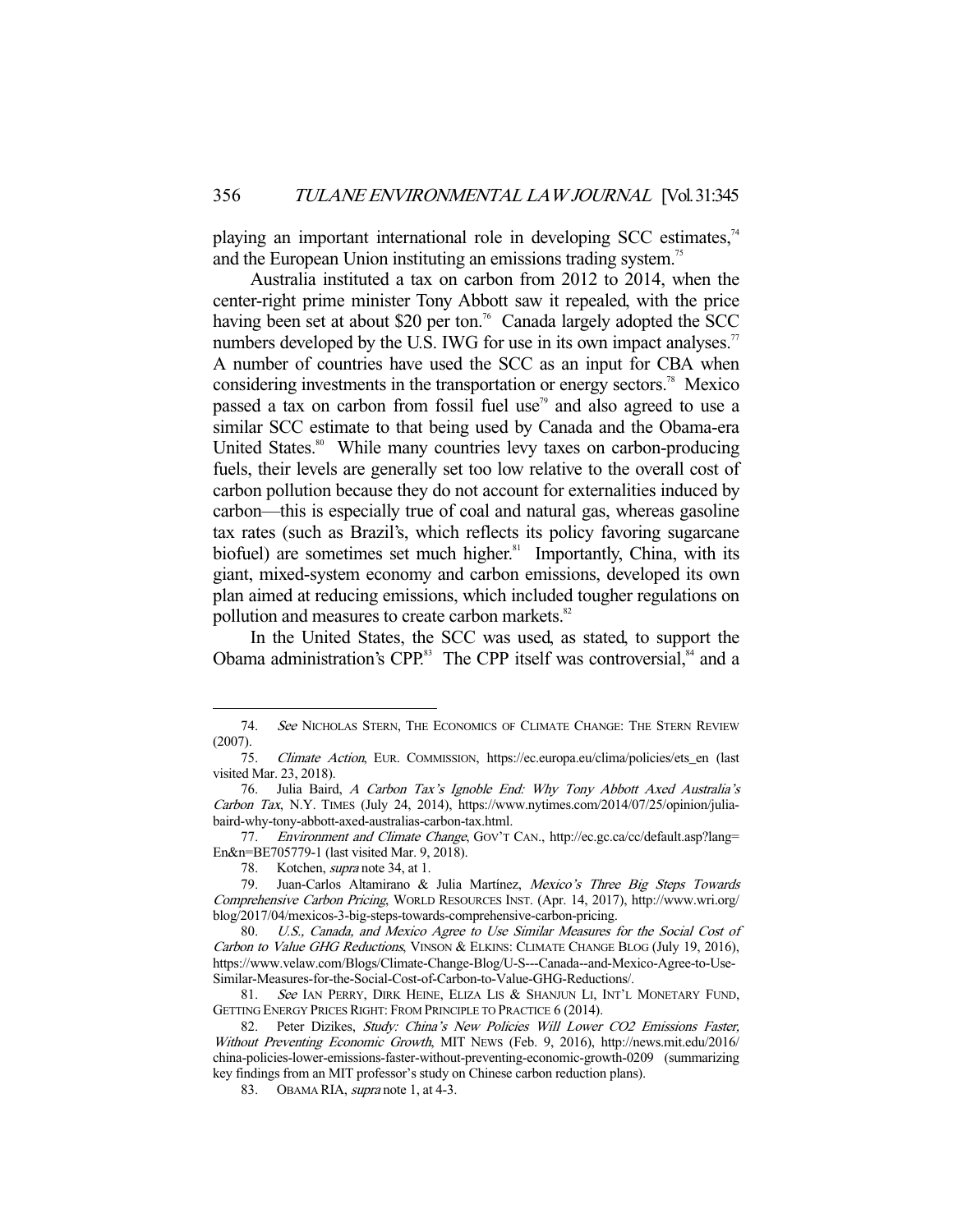playing an important international role in developing SCC estimates,[74] and the European Union instituting an emissions trading system.[75]

Australia instituted a tax on carbon from 2012 to 2014, when the center-right prime minister Tony Abbott saw it repealed, with the price having been set at about $20 per ton.[76] Canada largely adopted the SCC numbers developed by the U.S. IWG for use in its own impact analyses.[77] A number of countries have used the SCC as an input for CBA when considering investments in the transportation or energy sectors.[78] Mexico passed a tax on carbon from fossil fuel use[79] and also agreed to use a similar SCC estimate to that being used by Canada and the Obama-era United States.[80] While many countries levy taxes on carbon-producing fuels, their levels are generally set too low relative to the overall cost of carbon pollution because they do not account for externalities induced by carbon—this is especially true of coal and natural gas, whereas gasoline tax rates (such as Brazil's, which reflects its policy favoring sugarcane biofuel) are sometimes set much higher.[81] Importantly, China, with its giant, mixed-system economy and carbon emissions, developed its own plan aimed at reducing emissions, which included tougher regulations on pollution and measures to create carbon markets.[82]

In the United States, the SCC was used, as stated, to support the Obama administration's CPP.[83] The CPP itself was controversial,[84] and a

---

74. *See* NICHOLAS STERN, THE ECONOMICS OF CLIMATE CHANGE: THE STERN REVIEW (2007).

75. *Climate Action*, EUR. COMMISSION, https://ec.europa.eu/clima/policies/ets_en (last visited Mar. 23, 2018).

76. Julia Baird, *A Carbon Tax's Ignoble End: Why Tony Abbott Axed Australia's Carbon Tax*, N.Y. TIMES (July 24, 2014), https://www.nytimes.com/2014/07/25/opinion/julia-baird-why-tony-abbott-axed-australias-carbon-tax.html.

77. *Environment and Climate Change*, GOV'T CAN., http://ec.gc.ca/cc/default.asp?lang=En&n=BE705779-1 (last visited Mar. 9, 2018).

78. Kotchen, *supra* note 34, at 1.

79. Juan-Carlos Altamirano & Julia Martínez, *Mexico's Three Big Steps Towards Comprehensive Carbon Pricing*, WORLD RESOURCES INST. (Apr. 14, 2017), http://www.wri.org/blog/2017/04/mexicos-3-big-steps-towards-comprehensive-carbon-pricing.

80. *U.S., Canada, and Mexico Agree to Use Similar Measures for the Social Cost of Carbon to Value GHG Reductions*, VINSON & ELKINS: CLIMATE CHANGE BLOG (July 19, 2016), https://www.velaw.com/Blogs/Climate-Change-Blog/U-S---Canada--and-Mexico-Agree-to-Use-Similar-Measures-for-the-Social-Cost-of-Carbon-to-Value-GHG-Reductions/.

81. *See* IAN PERRY, DIRK HEINE, ELIZA LIS & SHANJUN LI, INT'L MONETARY FUND, GETTING ENERGY PRICES RIGHT: FROM PRINCIPLE TO PRACTICE 6 (2014).

82. Peter Dizikes, *Study: China's New Policies Will Lower CO2 Emissions Faster, Without Preventing Economic Growth*, MIT NEWS (Feb. 9, 2016), http://news.mit.edu/2016/china-policies-lower-emissions-faster-without-preventing-economic-growth-0209 (summarizing key findings from an MIT professor's study on Chinese carbon reduction plans).

83. OBAMA RIA, *supra* note 1, at 4-3.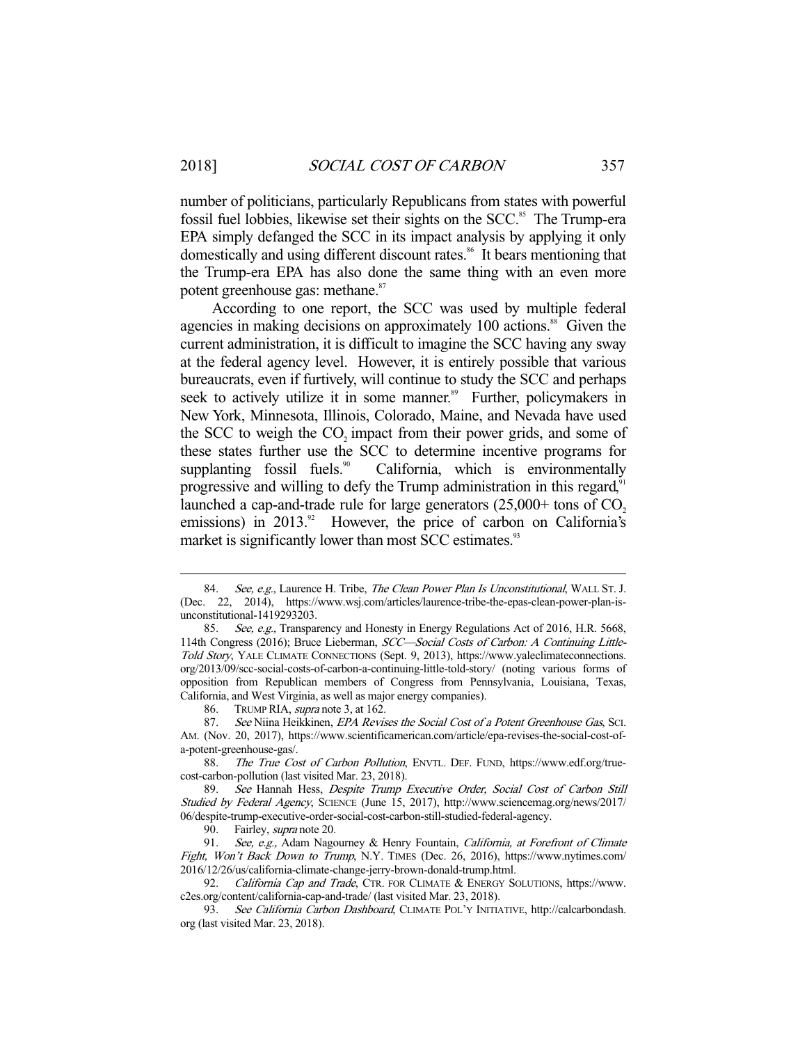number of politicians, particularly Republicans from states with powerful fossil fuel lobbies, likewise set their sights on the SCC.[85] The Trump-era EPA simply defanged the SCC in its impact analysis by applying it only domestically and using different discount rates.[86] It bears mentioning that the Trump-era EPA has also done the same thing with an even more potent greenhouse gas: methane.[87]

According to one report, the SCC was used by multiple federal agencies in making decisions on approximately 100 actions.[88] Given the current administration, it is difficult to imagine the SCC having any sway at the federal agency level. However, it is entirely possible that various bureaucrats, even if furtively, will continue to study the SCC and perhaps seek to actively utilize it in some manner.[89] Further, policymakers in New York, Minnesota, Illinois, Colorado, Maine, and Nevada have used the SCC to weigh the $CO_2$ impact from their power grids, and some of these states further use the SCC to determine incentive programs for supplanting fossil fuels.[90] California, which is environmentally progressive and willing to defy the Trump administration in this regard,[91] launched a cap-and-trade rule for large generators (25,000+ tons of $CO_2$ emissions) in 2013.[92] However, the price of carbon on California's market is significantly lower than most SCC estimates.[93]

---

84. *See, e.g.,* Laurence H. Tribe, *The Clean Power Plan Is Unconstitutional*, WALL ST. J. (Dec. 22, 2014), https://www.wsj.com/articles/laurence-tribe-the-epas-clean-power-plan-is-unconstitutional-1419293203.

85. *See, e.g.,* Transparency and Honesty in Energy Regulations Act of 2016, H.R. 5668, 114th Congress (2016); Bruce Lieberman, *SCC—Social Costs of Carbon: A Continuing Little-Told Story*, YALE CLIMATE CONNECTIONS (Sept. 9, 2013), https://www.yaleclimateconnections.org/2013/09/scc-social-costs-of-carbon-a-continuing-little-told-story/ (noting various forms of opposition from Republican members of Congress from Pennsylvania, Louisiana, Texas, California, and West Virginia, as well as major energy companies).

86. TRUMP RIA, *supra* note 3, at 162.

87. *See* Niina Heikkinen, *EPA Revises the Social Cost of a Potent Greenhouse Gas*, SCI. AM. (Nov. 20, 2017), https://www.scientificamerican.com/article/epa-revises-the-social-cost-of-a-potent-greenhouse-gas/.

88. *The True Cost of Carbon Pollution*, ENVTL. DEF. FUND, https://www.edf.org/true-cost-carbon-pollution (last visited Mar. 23, 2018).

89. *See* Hannah Hess, *Despite Trump Executive Order, Social Cost of Carbon Still Studied by Federal Agency*, SCIENCE (June 15, 2017), http://www.sciencemag.org/news/2017/06/despite-trump-executive-order-social-cost-carbon-still-studied-federal-agency.

90. Fairley, *supra* note 20.

91. *See, e.g.,* Adam Nagourney & Henry Fountain, *California, at Forefront of Climate Fight, Won't Back Down to Trump*, N.Y. TIMES (Dec. 26, 2016), https://www.nytimes.com/2016/12/26/us/california-climate-change-jerry-brown-donald-trump.html.

92. *California Cap and Trade*, CTR. FOR CLIMATE & ENERGY SOLUTIONS, https://www.c2es.org/content/california-cap-and-trade/ (last visited Mar. 23, 2018).

93. *See California Carbon Dashboard*, CLIMATE POL'Y INITIATIVE, http://calcarbondash.org (last visited Mar. 23, 2018).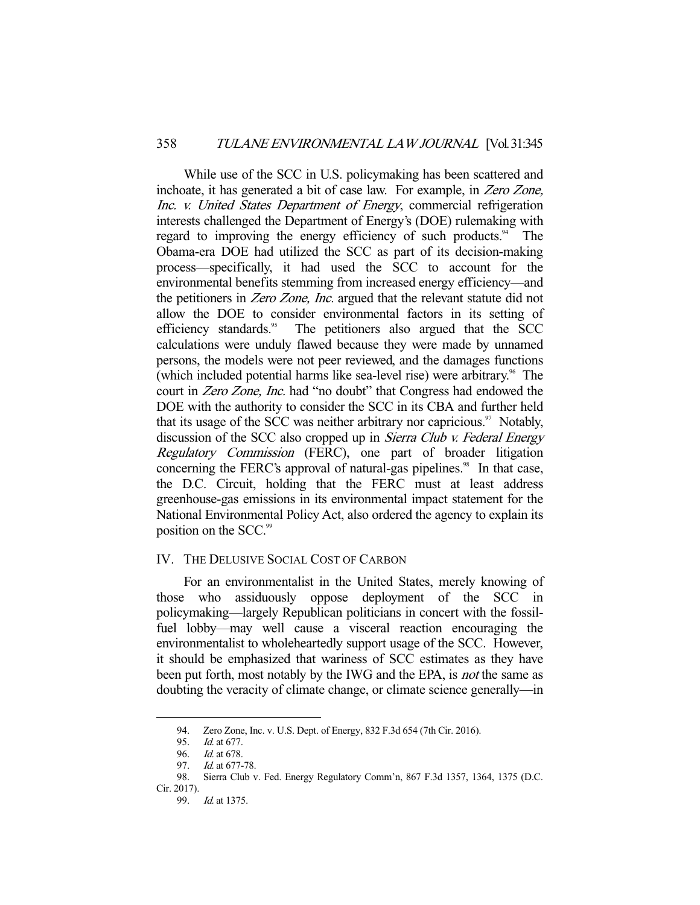While use of the SCC in U.S. policymaking has been scattered and inchoate, it has generated a bit of case law. For example, in *Zero Zone, Inc. v. United States Department of Energy*, commercial refrigeration interests challenged the Department of Energy's (DOE) rulemaking with regard to improving the energy efficiency of such products.[94] The Obama-era DOE had utilized the SCC as part of its decision-making process—specifically, it had used the SCC to account for the environmental benefits stemming from increased energy efficiency—and the petitioners in *Zero Zone, Inc.* argued that the relevant statute did not allow the DOE to consider environmental factors in its setting of efficiency standards.[95] The petitioners also argued that the SCC calculations were unduly flawed because they were made by unnamed persons, the models were not peer reviewed, and the damages functions (which included potential harms like sea-level rise) were arbitrary.[96] The court in *Zero Zone, Inc.* had "no doubt" that Congress had endowed the DOE with the authority to consider the SCC in its CBA and further held that its usage of the SCC was neither arbitrary nor capricious.[97] Notably, discussion of the SCC also cropped up in *Sierra Club v. Federal Energy Regulatory Commission* (FERC), one part of broader litigation concerning the FERC's approval of natural-gas pipelines.[98] In that case, the D.C. Circuit, holding that the FERC must at least address greenhouse-gas emissions in its environmental impact statement for the National Environmental Policy Act, also ordered the agency to explain its position on the SCC.[99]

## IV. The Delusive Social Cost of Carbon

For an environmentalist in the United States, merely knowing of those who assiduously oppose deployment of the SCC in policymaking—largely Republican politicians in concert with the fossil-fuel lobby—may well cause a visceral reaction encouraging the environmentalist to wholeheartedly support usage of the SCC. However, it should be emphasized that wariness of SCC estimates as they have been put forth, most notably by the IWG and the EPA, is *not* the same as doubting the veracity of climate change, or climate science generally—in

---

94. Zero Zone, Inc. v. U.S. Dept. of Energy, 832 F.3d 654 (7th Cir. 2016).

95. *Id.* at 677.

96. *Id.* at 678.

97. *Id.* at 677-78.

98. Sierra Club v. Fed. Energy Regulatory Comm'n, 867 F.3d 1357, 1364, 1375 (D.C. Cir. 2017).

99. *Id.* at 1375.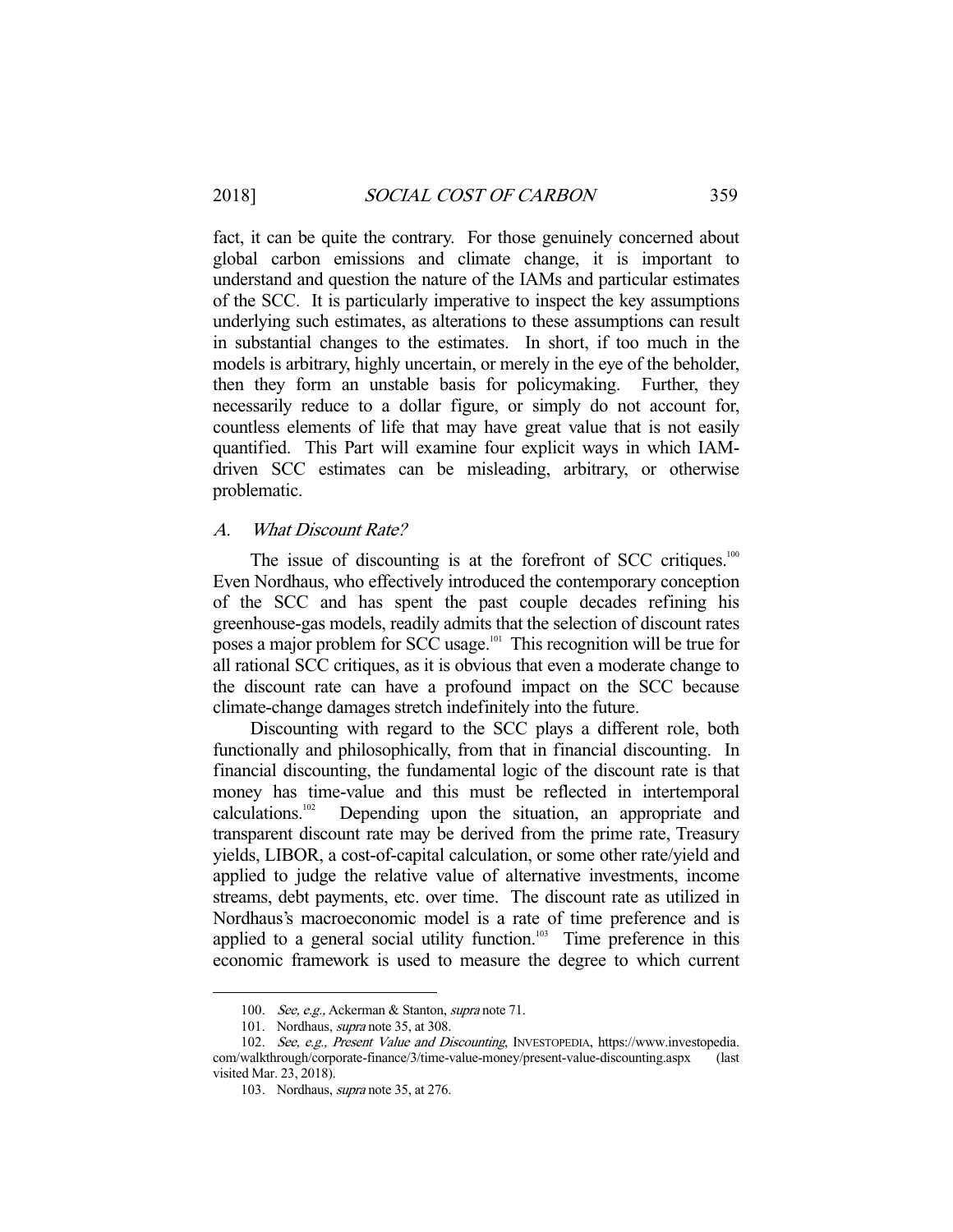fact, it can be quite the contrary. For those genuinely concerned about global carbon emissions and climate change, it is important to understand and question the nature of the IAMs and particular estimates of the SCC. It is particularly imperative to inspect the key assumptions underlying such estimates, as alterations to these assumptions can result in substantial changes to the estimates. In short, if too much in the models is arbitrary, highly uncertain, or merely in the eye of the beholder, then they form an unstable basis for policymaking. Further, they necessarily reduce to a dollar figure, or simply do not account for, countless elements of life that may have great value that is not easily quantified. This Part will examine four explicit ways in which IAM-driven SCC estimates can be misleading, arbitrary, or otherwise problematic.

### A. *What Discount Rate?*

The issue of discounting is at the forefront of SCC critiques.[100] Even Nordhaus, who effectively introduced the contemporary conception of the SCC and has spent the past couple decades refining his greenhouse-gas models, readily admits that the selection of discount rates poses a major problem for SCC usage.[101] This recognition will be true for all rational SCC critiques, as it is obvious that even a moderate change to the discount rate can have a profound impact on the SCC because climate-change damages stretch indefinitely into the future.

Discounting with regard to the SCC plays a different role, both functionally and philosophically, from that in financial discounting. In financial discounting, the fundamental logic of the discount rate is that money has time-value and this must be reflected in intertemporal calculations.[102] Depending upon the situation, an appropriate and transparent discount rate may be derived from the prime rate, Treasury yields, LIBOR, a cost-of-capital calculation, or some other rate/yield and applied to judge the relative value of alternative investments, income streams, debt payments, etc. over time. The discount rate as utilized in Nordhaus's macroeconomic model is a rate of time preference and is applied to a general social utility function.[103] Time preference in this economic framework is used to measure the degree to which current

---

100. *See, e.g.*, Ackerman & Stanton, *supra* note 71.

101. Nordhaus, *supra* note 35, at 308.

102. *See, e.g.*, *Present Value and Discounting*, INVESTOPEDIA, https://www.investopedia.com/walkthrough/corporate-finance/3/time-value-money/present-value-discounting.aspx (last visited Mar. 23, 2018).

103. Nordhaus, *supra* note 35, at 276.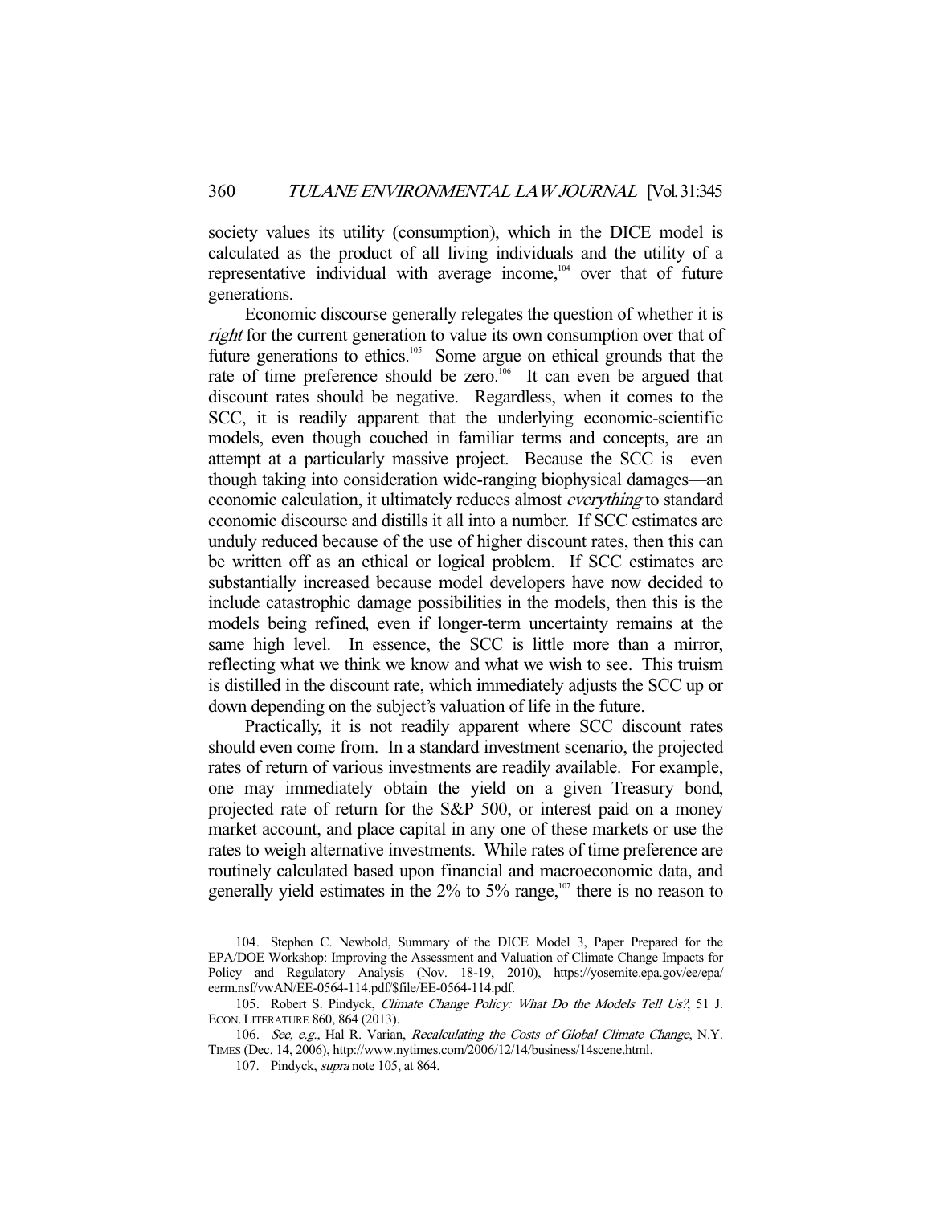society values its utility (consumption), which in the DICE model is calculated as the product of all living individuals and the utility of a representative individual with average income,[104] over that of future generations.

Economic discourse generally relegates the question of whether it is *right* for the current generation to value its own consumption over that of future generations to ethics.[105] Some argue on ethical grounds that the rate of time preference should be zero.[106] It can even be argued that discount rates should be negative. Regardless, when it comes to the SCC, it is readily apparent that the underlying economic-scientific models, even though couched in familiar terms and concepts, are an attempt at a particularly massive project. Because the SCC is—even though taking into consideration wide-ranging biophysical damages—an economic calculation, it ultimately reduces almost *everything* to standard economic discourse and distills it all into a number. If SCC estimates are unduly reduced because of the use of higher discount rates, then this can be written off as an ethical or logical problem. If SCC estimates are substantially increased because model developers have now decided to include catastrophic damage possibilities in the models, then this is the models being refined, even if longer-term uncertainty remains at the same high level. In essence, the SCC is little more than a mirror, reflecting what we think we know and what we wish to see. This truism is distilled in the discount rate, which immediately adjusts the SCC up or down depending on the subject's valuation of life in the future.

Practically, it is not readily apparent where SCC discount rates should even come from. In a standard investment scenario, the projected rates of return of various investments are readily available. For example, one may immediately obtain the yield on a given Treasury bond, projected rate of return for the S&P 500, or interest paid on a money market account, and place capital in any one of these markets or use the rates to weigh alternative investments. While rates of time preference are routinely calculated based upon financial and macroeconomic data, and generally yield estimates in the 2% to 5% range,[107] there is no reason to

---

104. Stephen C. Newbold, Summary of the DICE Model 3, Paper Prepared for the EPA/DOE Workshop: Improving the Assessment and Valuation of Climate Change Impacts for Policy and Regulatory Analysis (Nov. 18-19, 2010), https://yosemite.epa.gov/ee/epa/eerm.nsf/vwAN/EE-0564-114.pdf/$file/EE-0564-114.pdf.

105. Robert S. Pindyck, *Climate Change Policy: What Do the Models Tell Us?*, 51 J. ECON. LITERATURE 860, 864 (2013).

106. *See, e.g.,* Hal R. Varian, *Recalculating the Costs of Global Climate Change*, N.Y. TIMES (Dec. 14, 2006), http://www.nytimes.com/2006/12/14/business/14scene.html.

107. Pindyck, *supra* note 105, at 864.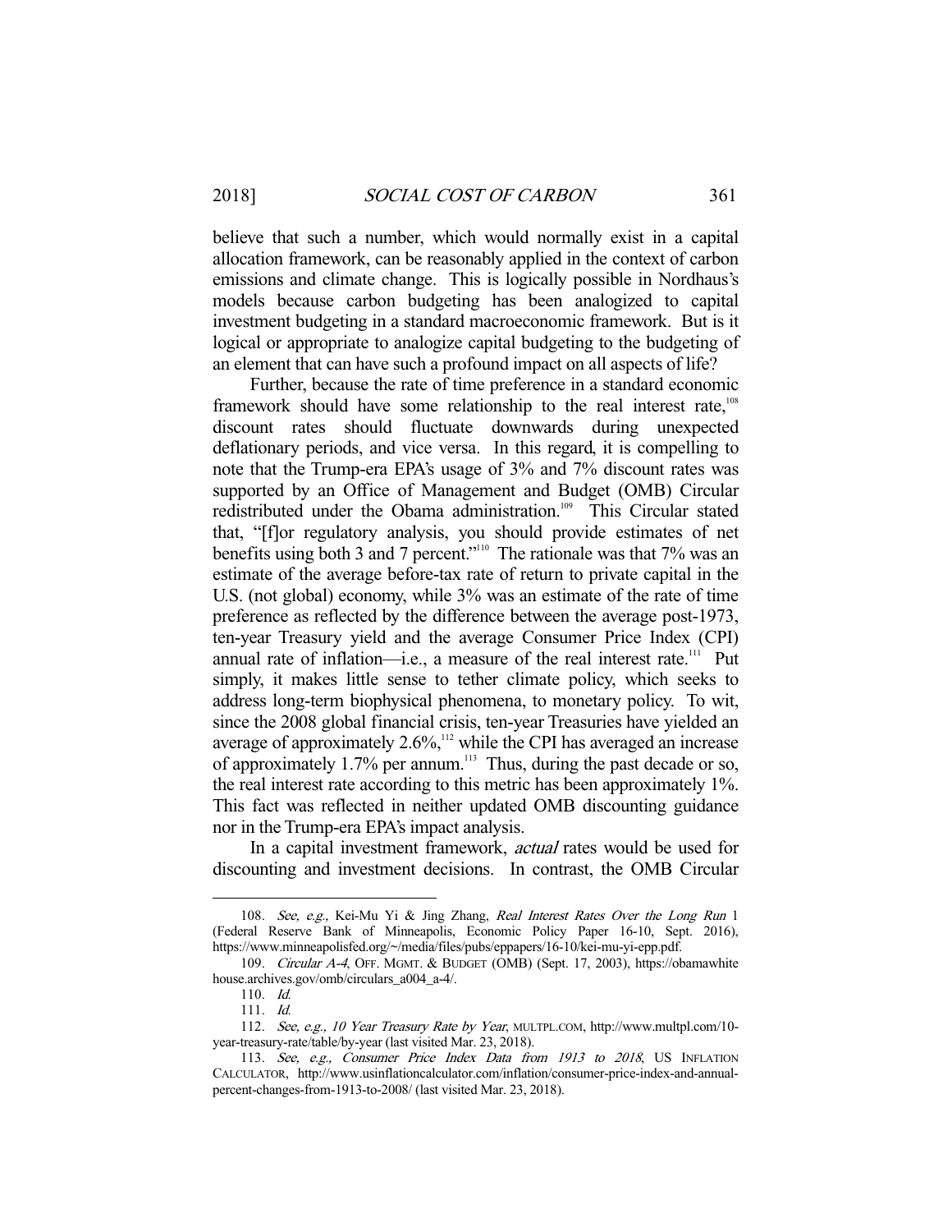believe that such a number, which would normally exist in a capital allocation framework, can be reasonably applied in the context of carbon emissions and climate change. This is logically possible in Nordhaus's models because carbon budgeting has been analogized to capital investment budgeting in a standard macroeconomic framework. But is it logical or appropriate to analogize capital budgeting to the budgeting of an element that can have such a profound impact on all aspects of life?

Further, because the rate of time preference in a standard economic framework should have some relationship to the real interest rate,[108] discount rates should fluctuate downwards during unexpected deflationary periods, and vice versa. In this regard, it is compelling to note that the Trump-era EPA's usage of 3% and 7% discount rates was supported by an Office of Management and Budget (OMB) Circular redistributed under the Obama administration.[109] This Circular stated that, "[f]or regulatory analysis, you should provide estimates of net benefits using both 3 and 7 percent."[110] The rationale was that 7% was an estimate of the average before-tax rate of return to private capital in the U.S. (not global) economy, while 3% was an estimate of the rate of time preference as reflected by the difference between the average post-1973, ten-year Treasury yield and the average Consumer Price Index (CPI) annual rate of inflation—i.e., a measure of the real interest rate.[111] Put simply, it makes little sense to tether climate policy, which seeks to address long-term biophysical phenomena, to monetary policy. To wit, since the 2008 global financial crisis, ten-year Treasuries have yielded an average of approximately 2.6%,[112] while the CPI has averaged an increase of approximately 1.7% per annum.[113] Thus, during the past decade or so, the real interest rate according to this metric has been approximately 1%. This fact was reflected in neither updated OMB discounting guidance nor in the Trump-era EPA's impact analysis.

In a capital investment framework, *actual* rates would be used for discounting and investment decisions. In contrast, the OMB Circular

---

108. *See, e.g.*, Kei-Mu Yi & Jing Zhang, *Real Interest Rates Over the Long Run* 1 (Federal Reserve Bank of Minneapolis, Economic Policy Paper 16-10, Sept. 2016), https://www.minneapolisfed.org/~/media/files/pubs/eppapers/16-10/kei-mu-yi-epp.pdf.

109. *Circular A-4*, OFF. MGMT. & BUDGET (OMB) (Sept. 17, 2003), https://obamawhitehouse.archives.gov/omb/circulars_a004_a-4/.

110. *Id.*

111. *Id.*

112. *See, e.g., 10 Year Treasury Rate by Year*, MULTPL.COM, http://www.multpl.com/10-year-treasury-rate/table/by-year (last visited Mar. 23, 2018).

113. *See, e.g., Consumer Price Index Data from 1913 to 2018*, US INFLATION CALCULATOR, http://www.usinflationcalculator.com/inflation/consumer-price-index-and-annual-percent-changes-from-1913-to-2008/ (last visited Mar. 23, 2018).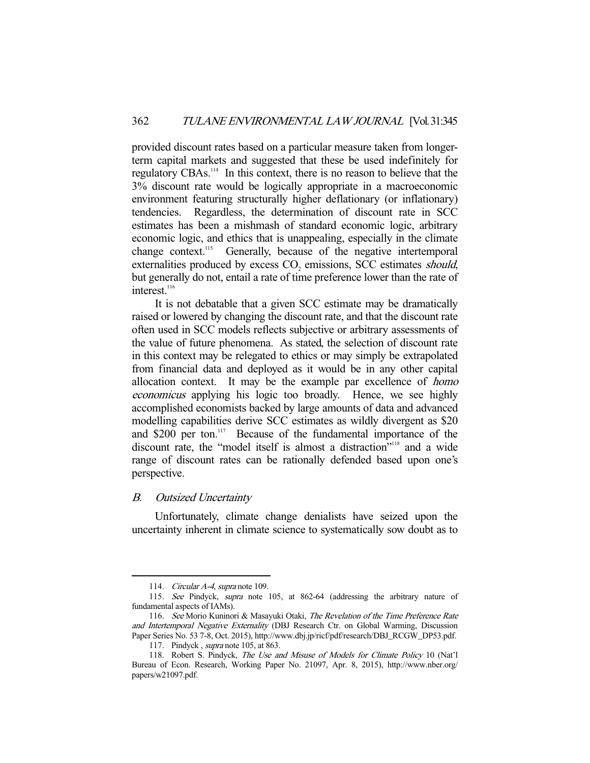provided discount rates based on a particular measure taken from longer-term capital markets and suggested that these be used indefinitely for regulatory CBAs.[114] In this context, there is no reason to believe that the 3% discount rate would be logically appropriate in a macroeconomic environment featuring structurally higher deflationary (or inflationary) tendencies. Regardless, the determination of discount rate in SCC estimates has been a mishmash of standard economic logic, arbitrary economic logic, and ethics that is unappealing, especially in the climate change context.[115] Generally, because of the negative intertemporal externalities produced by excess $CO_2$ emissions, SCC estimates *should*, but generally do not, entail a rate of time preference lower than the rate of interest.[116]

It is not debatable that a given SCC estimate may be dramatically raised or lowered by changing the discount rate, and that the discount rate often used in SCC models reflects subjective or arbitrary assessments of the value of future phenomena. As stated, the selection of discount rate in this context may be relegated to ethics or may simply be extrapolated from financial data and deployed as it would be in any other capital allocation context. It may be the example par excellence of *homo economicus* applying his logic too broadly. Hence, we see highly accomplished economists backed by large amounts of data and advanced modelling capabilities derive SCC estimates as wildly divergent as $20 and $200 per ton.[117] Because of the fundamental importance of the discount rate, the "model itself is almost a distraction"[118] and a wide range of discount rates can be rationally defended based upon one's perspective.

### *B. Outsized Uncertainty*

Unfortunately, climate change denialists have seized upon the uncertainty inherent in climate science to systematically sow doubt as to

---

114. *Circular A-4*, *supra* note 109.

115. *See* Pindyck, *supra* note 105, at 862-64 (addressing the arbitrary nature of fundamental aspects of IAMs).

116. *See* Morio Kuninori & Masayuki Otaki, *The Revelation of the Time Preference Rate and Intertemporal Negative Externality* (DBJ Research Ctr. on Global Warming, Discussion Paper Series No. 53 7-8, Oct. 2015), http://www.dbj.jp/ricf/pdf/research/DBJ_RCGW_DP53.pdf.

117. Pindyck , *supra* note 105, at 863.

118. Robert S. Pindyck, *The Use and Misuse of Models for Climate Policy* 10 (Nat'l Bureau of Econ. Research, Working Paper No. 21097, Apr. 8, 2015), http://www.nber.org/papers/w21097.pdf.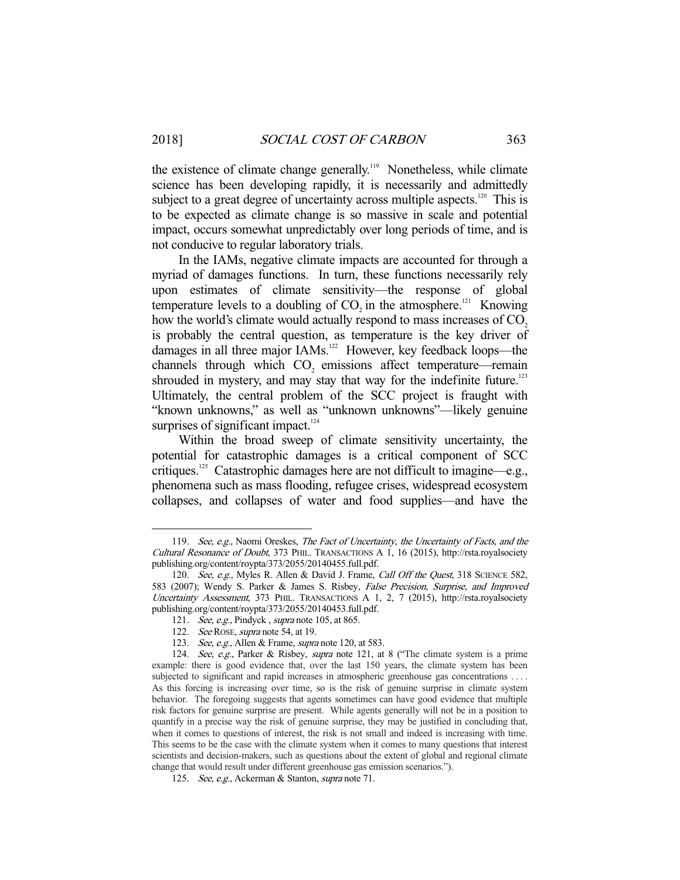the existence of climate change generally.[119] Nonetheless, while climate science has been developing rapidly, it is necessarily and admittedly subject to a great degree of uncertainty across multiple aspects.[120] This is to be expected as climate change is so massive in scale and potential impact, occurs somewhat unpredictably over long periods of time, and is not conducive to regular laboratory trials.

In the IAMs, negative climate impacts are accounted for through a myriad of damages functions. In turn, these functions necessarily rely upon estimates of climate sensitivity—the response of global temperature levels to a doubling of $CO_2$ in the atmosphere.[121] Knowing how the world's climate would actually respond to mass increases of $CO_2$ is probably the central question, as temperature is the key driver of damages in all three major IAMs.[122] However, key feedback loops—the channels through which $CO_2$ emissions affect temperature—remain shrouded in mystery, and may stay that way for the indefinite future.[123] Ultimately, the central problem of the SCC project is fraught with "known unknowns," as well as "unknown unknowns"—likely genuine surprises of significant impact.[124]

Within the broad sweep of climate sensitivity uncertainty, the potential for catastrophic damages is a critical component of SCC critiques.[125] Catastrophic damages here are not difficult to imagine—e.g., phenomena such as mass flooding, refugee crises, widespread ecosystem collapses, and collapses of water and food supplies—and have the

---

119. *See, e.g.,* Naomi Oreskes, *The Fact of Uncertainty, the Uncertainty of Facts, and the Cultural Resonance of Doubt*, 373 PHIL. TRANSACTIONS A 1, 16 (2015), http://rsta.royalsocietypublishing.org/content/roypta/373/2055/20140455.full.pdf.

120. *See, e.g.,* Myles R. Allen & David J. Frame, *Call Off the Quest*, 318 SCIENCE 582, 583 (2007); Wendy S. Parker & James S. Risbey, *False Precision, Surprise, and Improved Uncertainty Assessment*, 373 PHIL. TRANSACTIONS A 1, 2, 7 (2015), http://rsta.royalsocietypublishing.org/content/roypta/373/2055/20140453.full.pdf.

121. *See, e.g.,* Pindyck , *supra* note 105, at 865.

122. *See* ROSE, *supra* note 54, at 19.

123. *See, e.g.,* Allen & Frame, *supra* note 120, at 583.

124. *See, e.g.,* Parker & Risbey, *supra* note 121, at 8 ("The climate system is a prime example: there is good evidence that, over the last 150 years, the climate system has been subjected to significant and rapid increases in atmospheric greenhouse gas concentrations . . . . As this forcing is increasing over time, so is the risk of genuine surprise in climate system behavior. The foregoing suggests that agents sometimes can have good evidence that multiple risk factors for genuine surprise are present. While agents generally will not be in a position to quantify in a precise way the risk of genuine surprise, they may be justified in concluding that, when it comes to questions of interest, the risk is not small and indeed is increasing with time. This seems to be the case with the climate system when it comes to many questions that interest scientists and decision-makers, such as questions about the extent of global and regional climate change that would result under different greenhouse gas emission scenarios.").

125. *See, e.g.,* Ackerman & Stanton, *supra* note 71.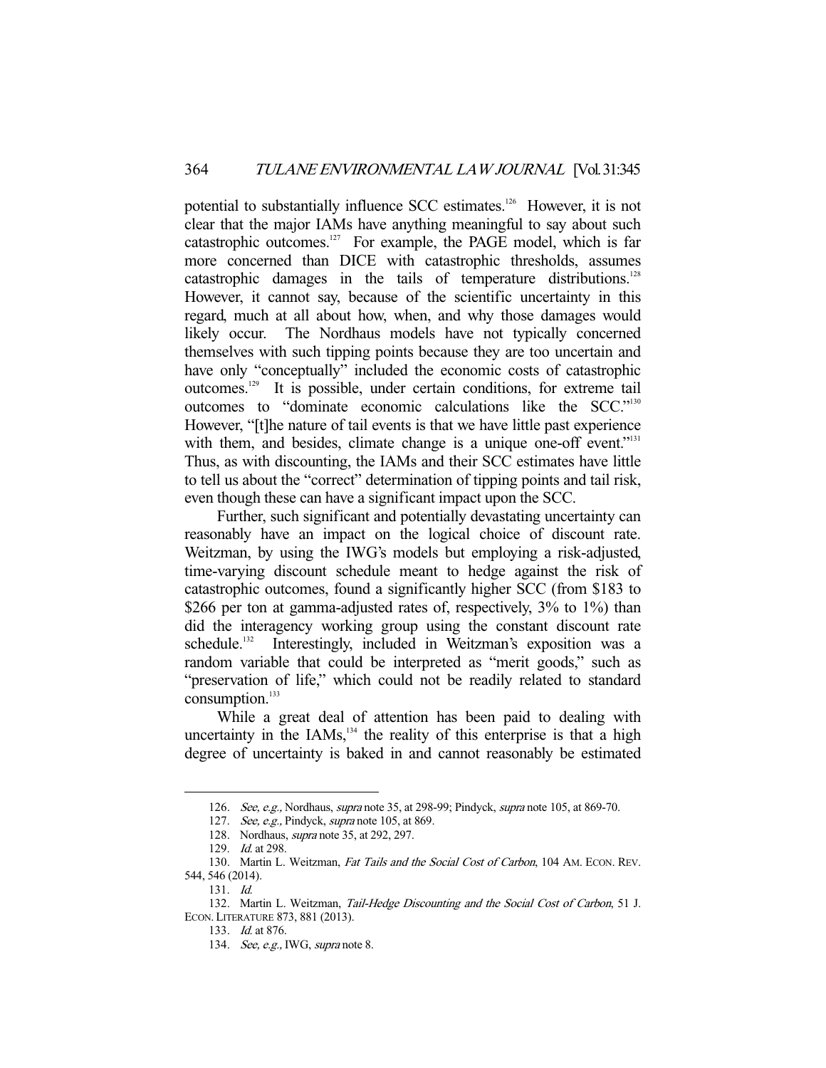potential to substantially influence SCC estimates.[126] However, it is not clear that the major IAMs have anything meaningful to say about such catastrophic outcomes.[127] For example, the PAGE model, which is far more concerned than DICE with catastrophic thresholds, assumes catastrophic damages in the tails of temperature distributions.[128] However, it cannot say, because of the scientific uncertainty in this regard, much at all about how, when, and why those damages would likely occur. The Nordhaus models have not typically concerned themselves with such tipping points because they are too uncertain and have only "conceptually" included the economic costs of catastrophic outcomes.[129] It is possible, under certain conditions, for extreme tail outcomes to "dominate economic calculations like the SCC."[130] However, "[t]he nature of tail events is that we have little past experience with them, and besides, climate change is a unique one-off event."[131] Thus, as with discounting, the IAMs and their SCC estimates have little to tell us about the "correct" determination of tipping points and tail risk, even though these can have a significant impact upon the SCC.

Further, such significant and potentially devastating uncertainty can reasonably have an impact on the logical choice of discount rate. Weitzman, by using the IWG's models but employing a risk-adjusted, time-varying discount schedule meant to hedge against the risk of catastrophic outcomes, found a significantly higher SCC (from \$183 to \$266 per ton at gamma-adjusted rates of, respectively, 3% to 1%) than did the interagency working group using the constant discount rate schedule.[132] Interestingly, included in Weitzman's exposition was a random variable that could be interpreted as "merit goods," such as "preservation of life," which could not be readily related to standard consumption.[133]

While a great deal of attention has been paid to dealing with uncertainty in the IAMs,[134] the reality of this enterprise is that a high degree of uncertainty is baked in and cannot reasonably be estimated

---

126. *See, e.g.,* Nordhaus, *supra* note 35, at 298-99; Pindyck, *supra* note 105, at 869-70.

127. *See, e.g.,* Pindyck, *supra* note 105, at 869.

128. Nordhaus, *supra* note 35, at 292, 297.

129. *Id.* at 298.

130. Martin L. Weitzman, *Fat Tails and the Social Cost of Carbon*, 104 AM. ECON. REV. 544, 546 (2014).

131. *Id.*

132. Martin L. Weitzman, *Tail-Hedge Discounting and the Social Cost of Carbon*, 51 J. ECON. LITERATURE 873, 881 (2013).

133. *Id.* at 876.

134. *See, e.g.,* IWG, *supra* note 8.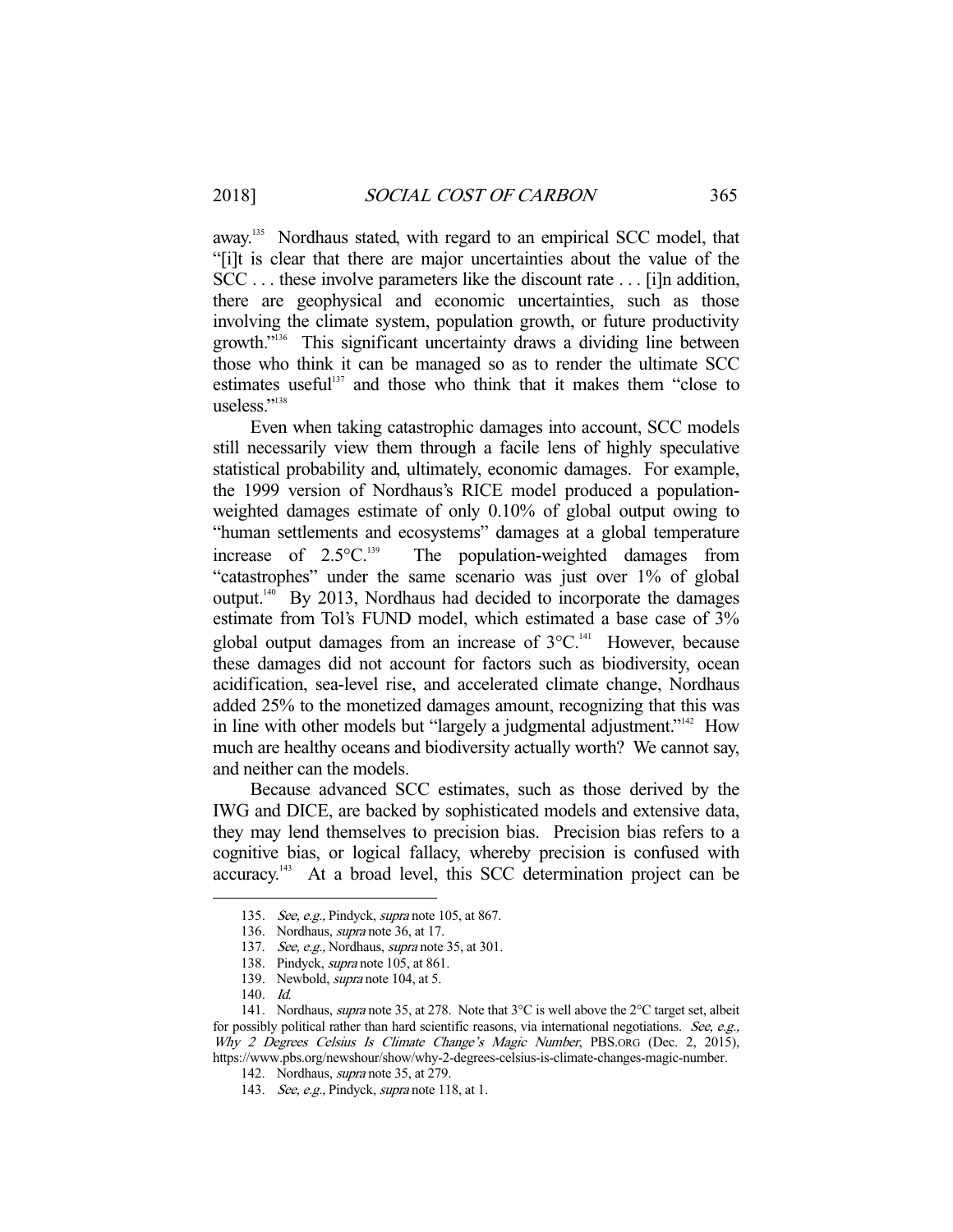away.[135] Nordhaus stated, with regard to an empirical SCC model, that "[i]t is clear that there are major uncertainties about the value of the SCC . . . these involve parameters like the discount rate . . . [i]n addition, there are geophysical and economic uncertainties, such as those involving the climate system, population growth, or future productivity growth."[136] This significant uncertainty draws a dividing line between those who think it can be managed so as to render the ultimate SCC estimates useful[137] and those who think that it makes them "close to useless."[138]

Even when taking catastrophic damages into account, SCC models still necessarily view them through a facile lens of highly speculative statistical probability and, ultimately, economic damages. For example, the 1999 version of Nordhaus's RICE model produced a population-weighted damages estimate of only 0.10% of global output owing to "human settlements and ecosystems" damages at a global temperature increase of 2.5°C.[139] The population-weighted damages from "catastrophes" under the same scenario was just over 1% of global output.[140] By 2013, Nordhaus had decided to incorporate the damages estimate from Tol's FUND model, which estimated a base case of 3% global output damages from an increase of 3°C.[141] However, because these damages did not account for factors such as biodiversity, ocean acidification, sea-level rise, and accelerated climate change, Nordhaus added 25% to the monetized damages amount, recognizing that this was in line with other models but "largely a judgmental adjustment."[142] How much are healthy oceans and biodiversity actually worth? We cannot say, and neither can the models.

Because advanced SCC estimates, such as those derived by the IWG and DICE, are backed by sophisticated models and extensive data, they may lend themselves to precision bias. Precision bias refers to a cognitive bias, or logical fallacy, whereby precision is confused with accuracy.[143] At a broad level, this SCC determination project can be

---

135. *See, e.g.,* Pindyck, *supra* note 105, at 867.

136. Nordhaus, *supra* note 36, at 17.

137. *See, e.g.,* Nordhaus, *supra* note 35, at 301.

138. Pindyck, *supra* note 105, at 861.

139. Newbold, *supra* note 104, at 5.

140. *Id.*

141. Nordhaus, *supra* note 35, at 278. Note that 3°C is well above the 2°C target set, albeit for possibly political rather than hard scientific reasons, via international negotiations. *See, e.g., Why 2 Degrees Celsius Is Climate Change's Magic Number*, PBS.ORG (Dec. 2, 2015), https://www.pbs.org/newshour/show/why-2-degrees-celsius-is-climate-changes-magic-number.

142. Nordhaus, *supra* note 35, at 279.

143. *See, e.g.,* Pindyck, *supra* note 118, at 1.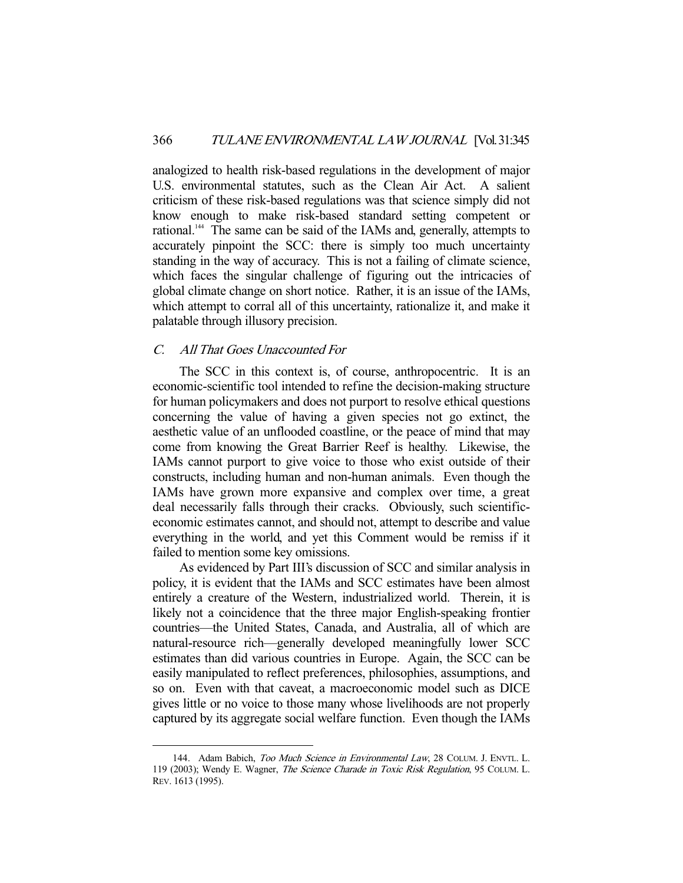analogized to health risk-based regulations in the development of major U.S. environmental statutes, such as the Clean Air Act. A salient criticism of these risk-based regulations was that science simply did not know enough to make risk-based standard setting competent or rational.[144] The same can be said of the IAMs and, generally, attempts to accurately pinpoint the SCC: there is simply too much uncertainty standing in the way of accuracy. This is not a failing of climate science, which faces the singular challenge of figuring out the intricacies of global climate change on short notice. Rather, it is an issue of the IAMs, which attempt to corral all of this uncertainty, rationalize it, and make it palatable through illusory precision.

### *C. All That Goes Unaccounted For*

The SCC in this context is, of course, anthropocentric. It is an economic-scientific tool intended to refine the decision-making structure for human policymakers and does not purport to resolve ethical questions concerning the value of having a given species not go extinct, the aesthetic value of an unflooded coastline, or the peace of mind that may come from knowing the Great Barrier Reef is healthy. Likewise, the IAMs cannot purport to give voice to those who exist outside of their constructs, including human and non-human animals. Even though the IAMs have grown more expansive and complex over time, a great deal necessarily falls through their cracks. Obviously, such scientific-economic estimates cannot, and should not, attempt to describe and value everything in the world, and yet this Comment would be remiss if it failed to mention some key omissions.

As evidenced by Part III's discussion of SCC and similar analysis in policy, it is evident that the IAMs and SCC estimates have been almost entirely a creature of the Western, industrialized world. Therein, it is likely not a coincidence that the three major English-speaking frontier countries—the United States, Canada, and Australia, all of which are natural-resource rich—generally developed meaningfully lower SCC estimates than did various countries in Europe. Again, the SCC can be easily manipulated to reflect preferences, philosophies, assumptions, and so on. Even with that caveat, a macroeconomic model such as DICE gives little or no voice to those many whose livelihoods are not properly captured by its aggregate social welfare function. Even though the IAMs

144. Adam Babich, *Too Much Science in Environmental Law*, 28 COLUM. J. ENVTL. L. 119 (2003); Wendy E. Wagner, *The Science Charade in Toxic Risk Regulation*, 95 COLUM. L. REV. 1613 (1995).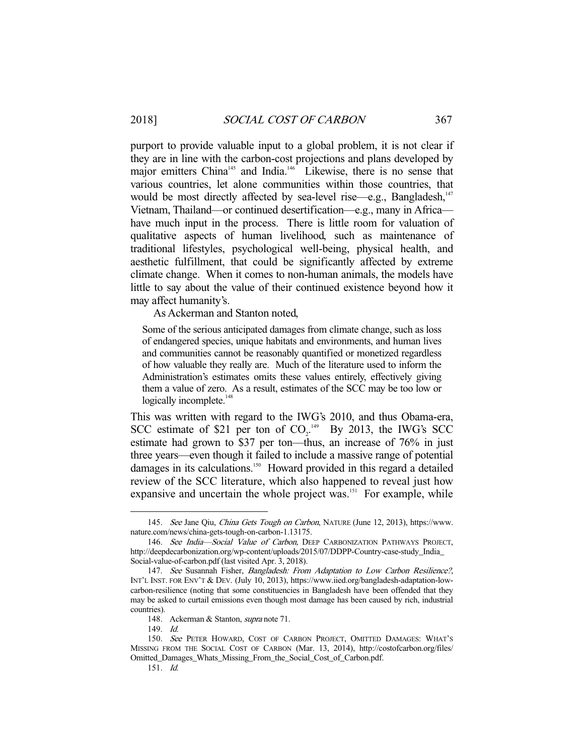purport to provide valuable input to a global problem, it is not clear if they are in line with the carbon-cost projections and plans developed by major emitters China[145] and India.[146] Likewise, there is no sense that various countries, let alone communities within those countries, that would be most directly affected by sea-level rise—e.g., Bangladesh,[147] Vietnam, Thailand—or continued desertification—e.g., many in Africa—have much input in the process. There is little room for valuation of qualitative aspects of human livelihood, such as maintenance of traditional lifestyles, psychological well-being, physical health, and aesthetic fulfillment, that could be significantly affected by extreme climate change. When it comes to non-human animals, the models have little to say about the value of their continued existence beyond how it may affect humanity's.

As Ackerman and Stanton noted,

> Some of the serious anticipated damages from climate change, such as loss of endangered species, unique habitats and environments, and human lives and communities cannot be reasonably quantified or monetized regardless of how valuable they really are. Much of the literature used to inform the Administration's estimates omits these values entirely, effectively giving them a value of zero. As a result, estimates of the SCC may be too low or logically incomplete.[148]

This was written with regard to the IWG's 2010, and thus Obama-era, SCC estimate of $21 per ton of $CO_2$.[149] By 2013, the IWG's SCC estimate had grown to $37 per ton—thus, an increase of 76% in just three years—even though it failed to include a massive range of potential damages in its calculations.[150] Howard provided in this regard a detailed review of the SCC literature, which also happened to reveal just how expansive and uncertain the whole project was.[151] For example, while

---

145. *See* Jane Qiu, *China Gets Tough on Carbon*, NATURE (June 12, 2013), https://www.nature.com/news/china-gets-tough-on-carbon-1.13175.

146. *See India—Social Value of Carbon,* DEEP CARBONIZATION PATHWAYS PROJECT, http://deepdecarbonization.org/wp-content/uploads/2015/07/DDPP-Country-case-study_India_Social-value-of-carbon.pdf (last visited Apr. 3, 2018).

147. *See* Susannah Fisher, *Bangladesh: From Adaptation to Low Carbon Resilience?*, INT'L INST. FOR ENV'T & DEV. (July 10, 2013), https://www.iied.org/bangladesh-adaptation-low-carbon-resilience (noting that some constituencies in Bangladesh have been offended that they may be asked to curtail emissions even though most damage has been caused by rich, industrial countries).

148. Ackerman & Stanton, *supra* note 71.

149. *Id.*

150. *See* PETER HOWARD, COST OF CARBON PROJECT, OMITTED DAMAGES: WHAT'S MISSING FROM THE SOCIAL COST OF CARBON (Mar. 13, 2014), http://costofcarbon.org/files/Omitted_Damages_Whats_Missing_From_the_Social_Cost_of_Carbon.pdf.

151. *Id.*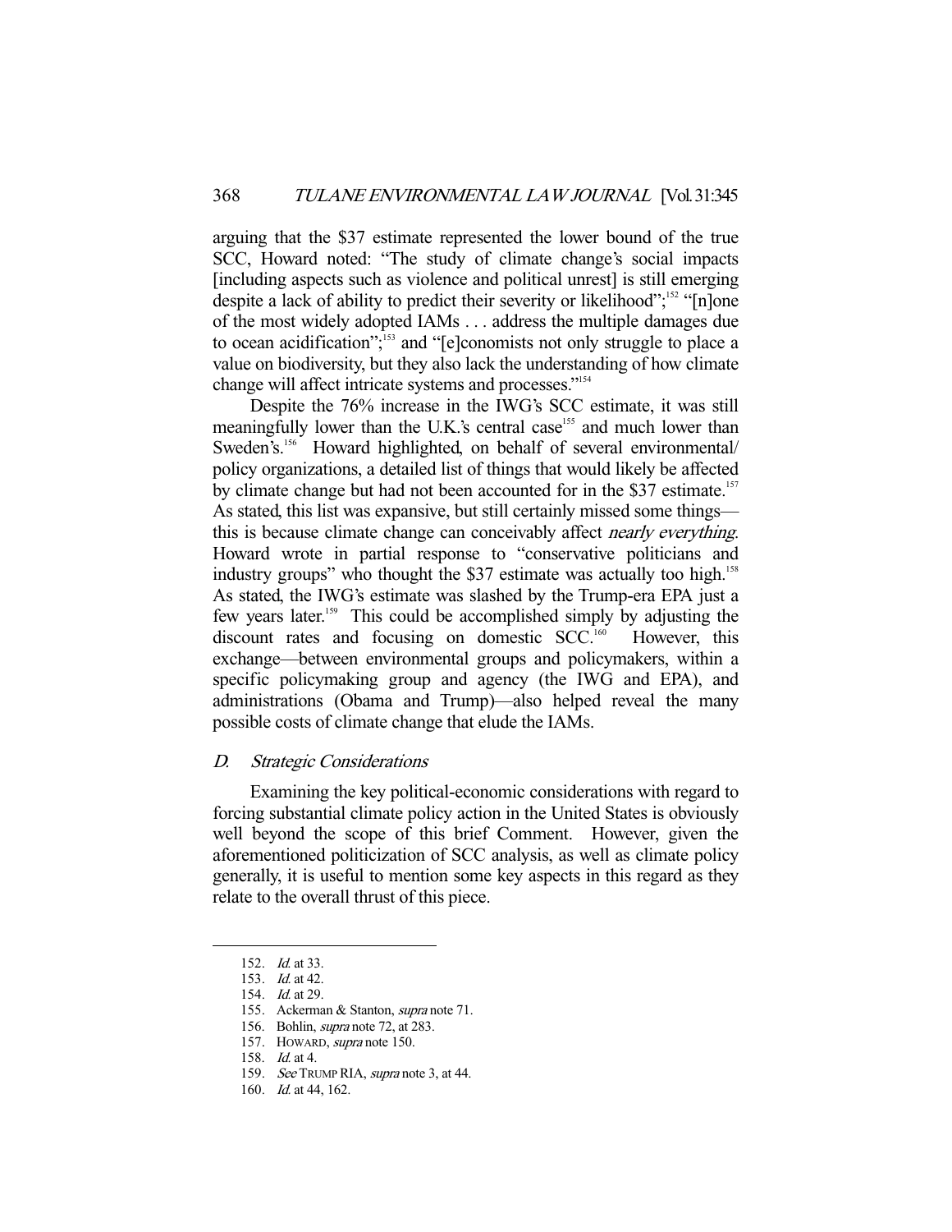arguing that the $37 estimate represented the lower bound of the true SCC, Howard noted: "The study of climate change's social impacts [including aspects such as violence and political unrest] is still emerging despite a lack of ability to predict their severity or likelihood";[152] "[n]one of the most widely adopted IAMs . . . address the multiple damages due to ocean acidification";[153] and "[e]conomists not only struggle to place a value on biodiversity, but they also lack the understanding of how climate change will affect intricate systems and processes."[154]

Despite the 76% increase in the IWG's SCC estimate, it was still meaningfully lower than the U.K.'s central case[155] and much lower than Sweden's.[156] Howard highlighted, on behalf of several environmental/ policy organizations, a detailed list of things that would likely be affected by climate change but had not been accounted for in the $37 estimate.[157] As stated, this list was expansive, but still certainly missed some things—this is because climate change can conceivably affect *nearly everything*. Howard wrote in partial response to "conservative politicians and industry groups" who thought the $37 estimate was actually too high.[158] As stated, the IWG's estimate was slashed by the Trump-era EPA just a few years later.[159] This could be accomplished simply by adjusting the discount rates and focusing on domestic SCC.[160] However, this exchange—between environmental groups and policymakers, within a specific policymaking group and agency (the IWG and EPA), and administrations (Obama and Trump)—also helped reveal the many possible costs of climate change that elude the IAMs.

### *D. Strategic Considerations*

Examining the key political-economic considerations with regard to forcing substantial climate policy action in the United States is obviously well beyond the scope of this brief Comment. However, given the aforementioned politicization of SCC analysis, as well as climate policy generally, it is useful to mention some key aspects in this regard as they relate to the overall thrust of this piece.

---

152. *Id.* at 33.
153. *Id.* at 42.
154. *Id.* at 29.
155. Ackerman & Stanton, *supra* note 71.
156. Bohlin, *supra* note 72, at 283.
157. HOWARD, *supra* note 150.
158. *Id.* at 4.
159. *See* TRUMP RIA, *supra* note 3, at 44.
160. *Id.* at 44, 162.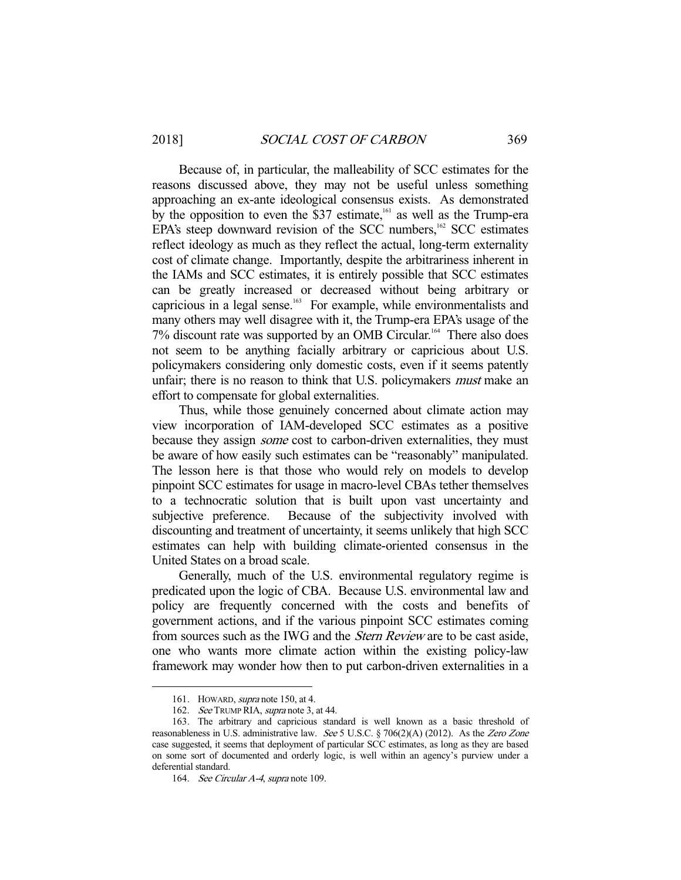Because of, in particular, the malleability of SCC estimates for the reasons discussed above, they may not be useful unless something approaching an ex-ante ideological consensus exists. As demonstrated by the opposition to even the $37 estimate,[161] as well as the Trump-era EPA's steep downward revision of the SCC numbers,[162] SCC estimates reflect ideology as much as they reflect the actual, long-term externality cost of climate change. Importantly, despite the arbitrariness inherent in the IAMs and SCC estimates, it is entirely possible that SCC estimates can be greatly increased or decreased without being arbitrary or capricious in a legal sense.[163] For example, while environmentalists and many others may well disagree with it, the Trump-era EPA's usage of the 7% discount rate was supported by an OMB Circular.[164] There also does not seem to be anything facially arbitrary or capricious about U.S. policymakers considering only domestic costs, even if it seems patently unfair; there is no reason to think that U.S. policymakers *must* make an effort to compensate for global externalities.

Thus, while those genuinely concerned about climate action may view incorporation of IAM-developed SCC estimates as a positive because they assign *some* cost to carbon-driven externalities, they must be aware of how easily such estimates can be "reasonably" manipulated. The lesson here is that those who would rely on models to develop pinpoint SCC estimates for usage in macro-level CBAs tether themselves to a technocratic solution that is built upon vast uncertainty and subjective preference. Because of the subjectivity involved with discounting and treatment of uncertainty, it seems unlikely that high SCC estimates can help with building climate-oriented consensus in the United States on a broad scale.

Generally, much of the U.S. environmental regulatory regime is predicated upon the logic of CBA. Because U.S. environmental law and policy are frequently concerned with the costs and benefits of government actions, and if the various pinpoint SCC estimates coming from sources such as the IWG and the *Stern Review* are to be cast aside, one who wants more climate action within the existing policy-law framework may wonder how then to put carbon-driven externalities in a

---

161. HOWARD, *supra* note 150, at 4.

162. *See* TRUMP RIA, *supra* note 3, at 44.

163. The arbitrary and capricious standard is well known as a basic threshold of reasonableness in U.S. administrative law. *See* 5 U.S.C. § 706(2)(A) (2012). As the *Zero Zone* case suggested, it seems that deployment of particular SCC estimates, as long as they are based on some sort of documented and orderly logic, is well within an agency's purview under a deferential standard.

164. *See Circular A-4*, *supra* note 109.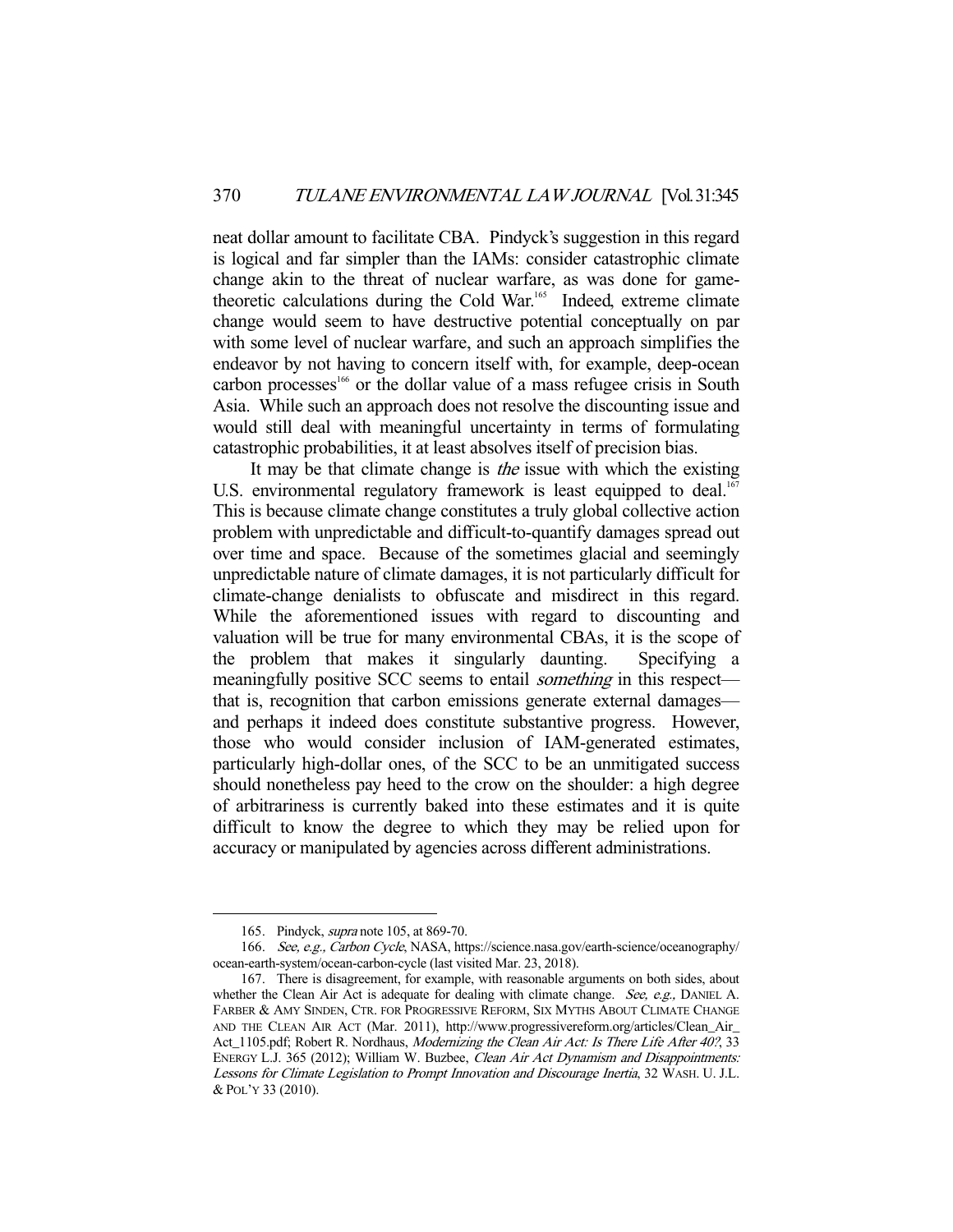neat dollar amount to facilitate CBA. Pindyck's suggestion in this regard is logical and far simpler than the IAMs: consider catastrophic climate change akin to the threat of nuclear warfare, as was done for game-theoretic calculations during the Cold War.[165] Indeed, extreme climate change would seem to have destructive potential conceptually on par with some level of nuclear warfare, and such an approach simplifies the endeavor by not having to concern itself with, for example, deep-ocean carbon processes[166] or the dollar value of a mass refugee crisis in South Asia. While such an approach does not resolve the discounting issue and would still deal with meaningful uncertainty in terms of formulating catastrophic probabilities, it at least absolves itself of precision bias.

It may be that climate change is *the* issue with which the existing U.S. environmental regulatory framework is least equipped to deal.[167] This is because climate change constitutes a truly global collective action problem with unpredictable and difficult-to-quantify damages spread out over time and space. Because of the sometimes glacial and seemingly unpredictable nature of climate damages, it is not particularly difficult for climate-change denialists to obfuscate and misdirect in this regard. While the aforementioned issues with regard to discounting and valuation will be true for many environmental CBAs, it is the scope of the problem that makes it singularly daunting. Specifying a meaningfully positive SCC seems to entail *something* in this respect—that is, recognition that carbon emissions generate external damages—and perhaps it indeed does constitute substantive progress. However, those who would consider inclusion of IAM-generated estimates, particularly high-dollar ones, of the SCC to be an unmitigated success should nonetheless pay heed to the crow on the shoulder: a high degree of arbitrariness is currently baked into these estimates and it is quite difficult to know the degree to which they may be relied upon for accuracy or manipulated by agencies across different administrations.

---

165. Pindyck, *supra* note 105, at 869-70.

166. *See, e.g., Carbon Cycle*, NASA, https://science.nasa.gov/earth-science/oceanography/ocean-earth-system/ocean-carbon-cycle (last visited Mar. 23, 2018).

167. There is disagreement, for example, with reasonable arguments on both sides, about whether the Clean Air Act is adequate for dealing with climate change. *See, e.g.,* DANIEL A. FARBER & AMY SINDEN, CTR. FOR PROGRESSIVE REFORM, SIX MYTHS ABOUT CLIMATE CHANGE AND THE CLEAN AIR ACT (Mar. 2011), http://www.progressivereform.org/articles/Clean_Air_Act_1105.pdf; Robert R. Nordhaus, *Modernizing the Clean Air Act: Is There Life After 40?*, 33 ENERGY L.J. 365 (2012); William W. Buzbee, *Clean Air Act Dynamism and Disappointments: Lessons for Climate Legislation to Prompt Innovation and Discourage Inertia*, 32 WASH. U. J.L. & POL'Y 33 (2010).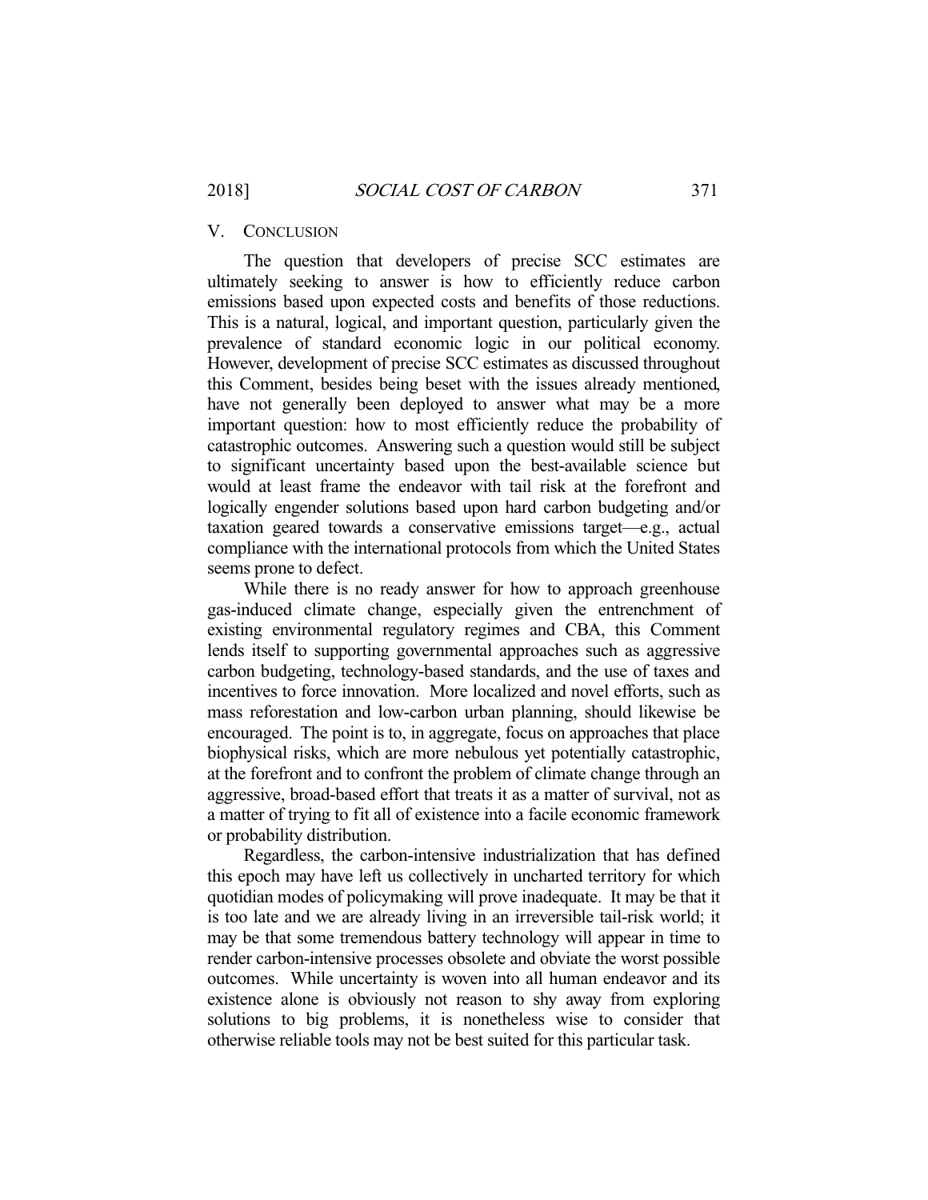## V. Conclusion

The question that developers of precise SCC estimates are ultimately seeking to answer is how to efficiently reduce carbon emissions based upon expected costs and benefits of those reductions. This is a natural, logical, and important question, particularly given the prevalence of standard economic logic in our political economy. However, development of precise SCC estimates as discussed throughout this Comment, besides being beset with the issues already mentioned, have not generally been deployed to answer what may be a more important question: how to most efficiently reduce the probability of catastrophic outcomes. Answering such a question would still be subject to significant uncertainty based upon the best-available science but would at least frame the endeavor with tail risk at the forefront and logically engender solutions based upon hard carbon budgeting and/or taxation geared towards a conservative emissions target—e.g., actual compliance with the international protocols from which the United States seems prone to defect.

While there is no ready answer for how to approach greenhouse gas-induced climate change, especially given the entrenchment of existing environmental regulatory regimes and CBA, this Comment lends itself to supporting governmental approaches such as aggressive carbon budgeting, technology-based standards, and the use of taxes and incentives to force innovation. More localized and novel efforts, such as mass reforestation and low-carbon urban planning, should likewise be encouraged. The point is to, in aggregate, focus on approaches that place biophysical risks, which are more nebulous yet potentially catastrophic, at the forefront and to confront the problem of climate change through an aggressive, broad-based effort that treats it as a matter of survival, not as a matter of trying to fit all of existence into a facile economic framework or probability distribution.

Regardless, the carbon-intensive industrialization that has defined this epoch may have left us collectively in uncharted territory for which quotidian modes of policymaking will prove inadequate. It may be that it is too late and we are already living in an irreversible tail-risk world; it may be that some tremendous battery technology will appear in time to render carbon-intensive processes obsolete and obviate the worst possible outcomes. While uncertainty is woven into all human endeavor and its existence alone is obviously not reason to shy away from exploring solutions to big problems, it is nonetheless wise to consider that otherwise reliable tools may not be best suited for this particular task.